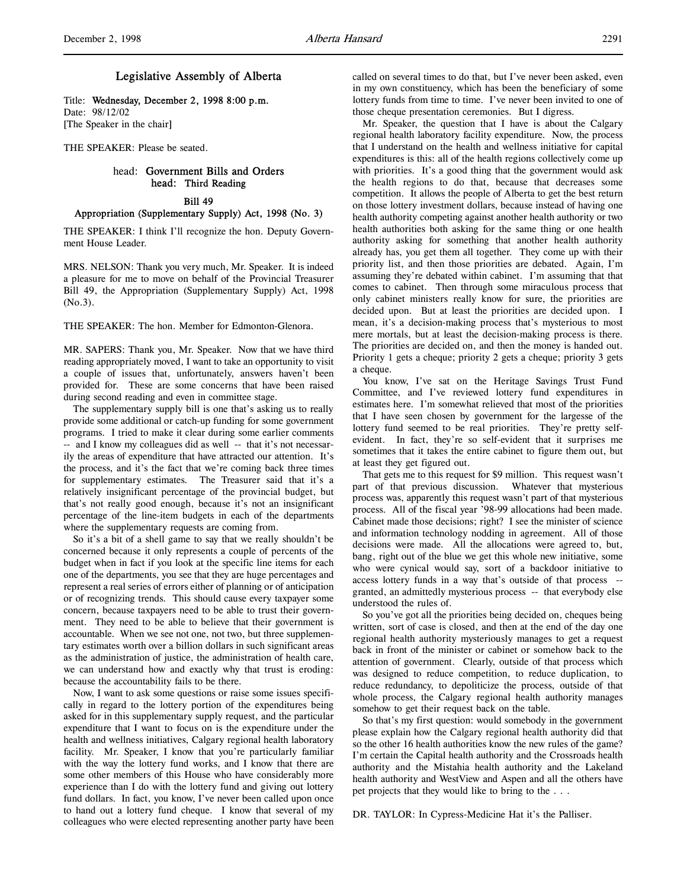# Legislative Assembly of Alberta

Title: **Wednesday, December 2, 1998 8:00 p.m.**
Date: 98/12/02
[The Speaker in the chair]

THE SPEAKER: Please be seated.

## head: Government Bills and Orders
## head: Third Reading

### Bill 49
### Appropriation (Supplementary Supply) Act, 1998 (No. 3)

THE SPEAKER: I think I'll recognize the hon. Deputy Government House Leader.

MRS. NELSON: Thank you very much, Mr. Speaker. It is indeed a pleasure for me to move on behalf of the Provincial Treasurer Bill 49, the Appropriation (Supplementary Supply) Act, 1998 (No.3).

THE SPEAKER: The hon. Member for Edmonton-Glenora.

MR. SAPERS: Thank you, Mr. Speaker. Now that we have third reading appropriately moved, I want to take an opportunity to visit a couple of issues that, unfortunately, answers haven't been provided for. These are some concerns that have been raised during second reading and even in committee stage.

The supplementary supply bill is one that's asking us to really provide some additional or catch-up funding for some government programs. I tried to make it clear during some earlier comments -- and I know my colleagues did as well -- that it's not necessarily the areas of expenditure that have attracted our attention. It's the process, and it's the fact that we're coming back three times for supplementary estimates. The Treasurer said that it's a relatively insignificant percentage of the provincial budget, but that's not really good enough, because it's not an insignificant percentage of the line-item budgets in each of the departments where the supplementary requests are coming from.

So it's a bit of a shell game to say that we really shouldn't be concerned because it only represents a couple of percents of the budget when in fact if you look at the specific line items for each one of the departments, you see that they are huge percentages and represent a real series of errors either of planning or of anticipation or of recognizing trends. This should cause every taxpayer some concern, because taxpayers need to be able to trust their government. They need to be able to believe that their government is accountable. When we see not one, not two, but three supplementary estimates worth over a billion dollars in such significant areas as the administration of justice, the administration of health care, we can understand how and exactly why that trust is eroding: because the accountability fails to be there.

Now, I want to ask some questions or raise some issues specifically in regard to the lottery portion of the expenditures being asked for in this supplementary supply request, and the particular expenditure that I want to focus on is the expenditure under the health and wellness initiatives, Calgary regional health laboratory facility. Mr. Speaker, I know that you're particularly familiar with the way the lottery fund works, and I know that there are some other members of this House who have considerably more experience than I do with the lottery fund and giving out lottery fund dollars. In fact, you know, I've never been called upon once to hand out a lottery fund cheque. I know that several of my colleagues who were elected representing another party have been called on several times to do that, but I've never been asked, even in my own constituency, which has been the beneficiary of some lottery funds from time to time. I've never been invited to one of those cheque presentation ceremonies. But I digress.

Mr. Speaker, the question that I have is about the Calgary regional health laboratory facility expenditure. Now, the process that I understand on the health and wellness initiative for capital expenditures is this: all of the health regions collectively come up with priorities. It's a good thing that the government would ask the health regions to do that, because that decreases some competition. It allows the people of Alberta to get the best return on those lottery investment dollars, because instead of having one health authority competing against another health authority or two health authorities both asking for the same thing or one health authority asking for something that another health authority already has, you get them all together. They come up with their priority list, and then those priorities are debated. Again, I'm assuming they're debated within cabinet. I'm assuming that that comes to cabinet. Then through some miraculous process that only cabinet ministers really know for sure, the priorities are decided upon. But at least the priorities are decided upon. I mean, it's a decision-making process that's mysterious to most mere mortals, but at least the decision-making process is there. The priorities are decided on, and then the money is handed out. Priority 1 gets a cheque; priority 2 gets a cheque; priority 3 gets a cheque.

You know, I've sat on the Heritage Savings Trust Fund Committee, and I've reviewed lottery fund expenditures in estimates here. I'm somewhat relieved that most of the priorities that I have seen chosen by government for the largesse of the lottery fund seemed to be real priorities. They're pretty self-evident. In fact, they're so self-evident that it surprises me sometimes that it takes the entire cabinet to figure them out, but at least they get figured out.

That gets me to this request for $9 million. This request wasn't part of that previous discussion. Whatever that mysterious process was, apparently this request wasn't part of that mysterious process. All of the fiscal year '98-99 allocations had been made. Cabinet made those decisions; right? I see the minister of science and information technology nodding in agreement. All of those decisions were made. All the allocations were agreed to, but, bang, right out of the blue we get this whole new initiative, some who were cynical would say, sort of a backdoor initiative to access lottery funds in a way that's outside of that process -- granted, an admittedly mysterious process -- that everybody else understood the rules of.

So you've got all the priorities being decided on, cheques being written, sort of case is closed, and then at the end of the day one regional health authority mysteriously manages to get a request back in front of the minister or cabinet or somehow back to the attention of government. Clearly, outside of that process which was designed to reduce competition, to reduce duplication, to reduce redundancy, to depoliticize the process, outside of that whole process, the Calgary regional health authority manages somehow to get their request back on the table.

So that's my first question: would somebody in the government please explain how the Calgary regional health authority did that so the other 16 health authorities know the new rules of the game? I'm certain the Capital health authority and the Crossroads health authority and the Mistahia health authority and the Lakeland health authority and WestView and Aspen and all the others have pet projects that they would like to bring to the . . .

DR. TAYLOR: In Cypress-Medicine Hat it's the Palliser.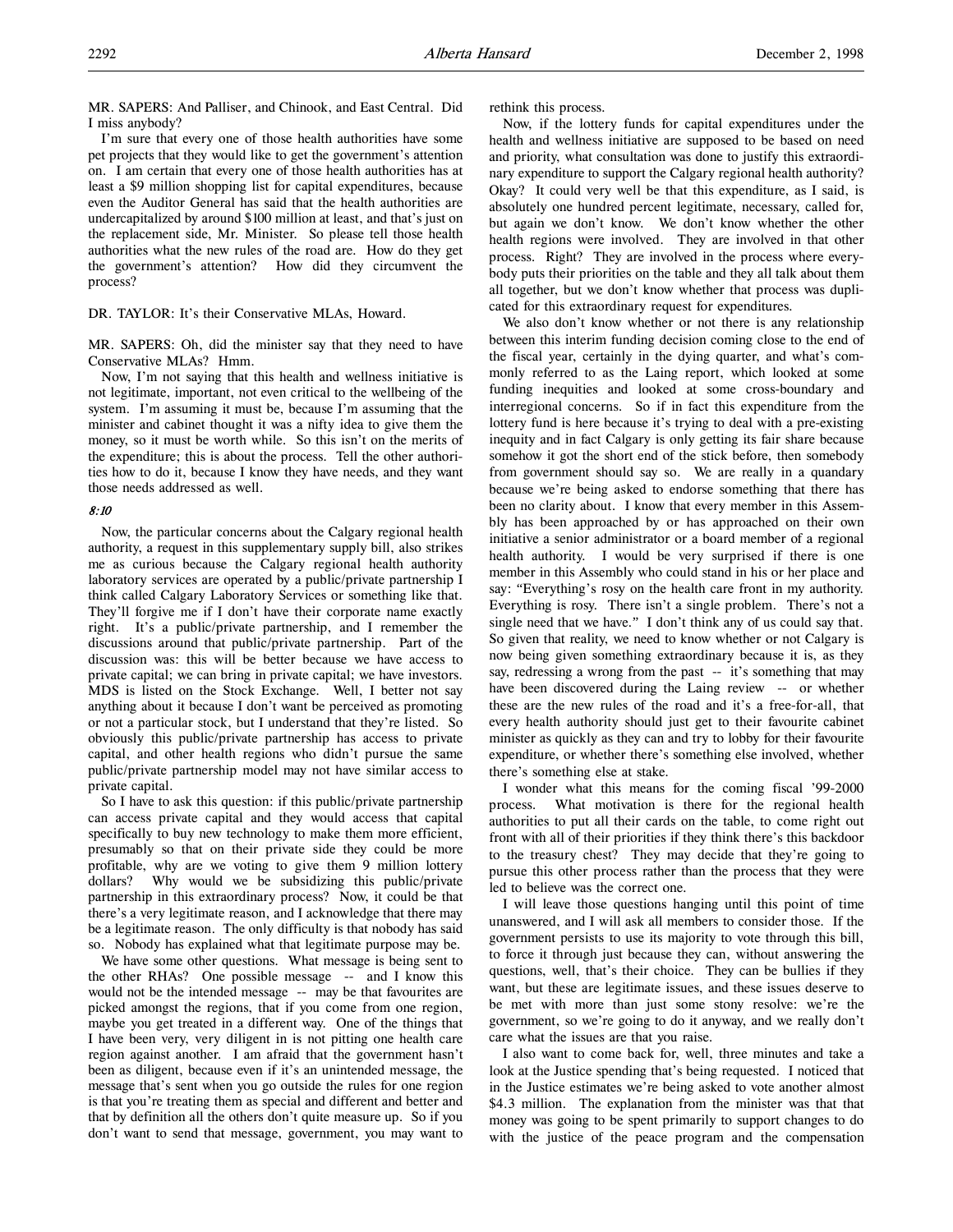MR. SAPERS: And Palliser, and Chinook, and East Central. Did I miss anybody?

I'm sure that every one of those health authorities have some pet projects that they would like to get the government's attention on. I am certain that every one of those health authorities has at least a $9 million shopping list for capital expenditures, because even the Auditor General has said that the health authorities are undercapitalized by around $100 million at least, and that's just on the replacement side, Mr. Minister. So please tell those health authorities what the new rules of the road are. How do they get the government's attention? How did they circumvent the process?

DR. TAYLOR: It's their Conservative MLAs, Howard.

MR. SAPERS: Oh, did the minister say that they need to have Conservative MLAs? Hmm.

Now, I'm not saying that this health and wellness initiative is not legitimate, important, not even critical to the wellbeing of the system. I'm assuming it must be, because I'm assuming that the minister and cabinet thought it was a nifty idea to give them the money, so it must be worth while. So this isn't on the merits of the expenditure; this is about the process. Tell the other authorities how to do it, because I know they have needs, and they want those needs addressed as well.

*8:10*

Now, the particular concerns about the Calgary regional health authority, a request in this supplementary supply bill, also strikes me as curious because the Calgary regional health authority laboratory services are operated by a public/private partnership I think called Calgary Laboratory Services or something like that. They'll forgive me if I don't have their corporate name exactly right. It's a public/private partnership, and I remember the discussions around that public/private partnership. Part of the discussion was: this will be better because we have access to private capital; we can bring in private capital; we have investors. MDS is listed on the Stock Exchange. Well, I better not say anything about it because I don't want be perceived as promoting or not a particular stock, but I understand that they're listed. So obviously this public/private partnership has access to private capital, and other health regions who didn't pursue the same public/private partnership model may not have similar access to private capital.

So I have to ask this question: if this public/private partnership can access private capital and they would access that capital specifically to buy new technology to make them more efficient, presumably so that on their private side they could be more profitable, why are we voting to give them 9 million lottery dollars? Why would we be subsidizing this public/private partnership in this extraordinary process? Now, it could be that there's a very legitimate reason, and I acknowledge that there may be a legitimate reason. The only difficulty is that nobody has said so. Nobody has explained what that legitimate purpose may be.

We have some other questions. What message is being sent to the other RHAs? One possible message -- and I know this would not be the intended message -- may be that favourites are picked amongst the regions, that if you come from one region, maybe you get treated in a different way. One of the things that I have been very, very diligent in is not pitting one health care region against another. I am afraid that the government hasn't been as diligent, because even if it's an unintended message, the message that's sent when you go outside the rules for one region is that you're treating them as special and different and better and that by definition all the others don't quite measure up. So if you don't want to send that message, government, you may want to rethink this process.

Now, if the lottery funds for capital expenditures under the health and wellness initiative are supposed to be based on need and priority, what consultation was done to justify this extraordinary expenditure to support the Calgary regional health authority? Okay? It could very well be that this expenditure, as I said, is absolutely one hundred percent legitimate, necessary, called for, but again we don't know. We don't know whether the other health regions were involved. They are involved in that other process. Right? They are involved in the process where everybody puts their priorities on the table and they all talk about them all together, but we don't know whether that process was duplicated for this extraordinary request for expenditures.

We also don't know whether or not there is any relationship between this interim funding decision coming close to the end of the fiscal year, certainly in the dying quarter, and what's commonly referred to as the Laing report, which looked at some funding inequities and looked at some cross-boundary and interregional concerns. So if in fact this expenditure from the lottery fund is here because it's trying to deal with a pre-existing inequity and in fact Calgary is only getting its fair share because somehow it got the short end of the stick before, then somebody from government should say so. We are really in a quandary because we're being asked to endorse something that there has been no clarity about. I know that every member in this Assembly has been approached by or has approached on their own initiative a senior administrator or a board member of a regional health authority. I would be very surprised if there is one member in this Assembly who could stand in his or her place and say: "Everything's rosy on the health care front in my authority. Everything is rosy. There isn't a single problem. There's not a single need that we have." I don't think any of us could say that. So given that reality, we need to know whether or not Calgary is now being given something extraordinary because it is, as they say, redressing a wrong from the past -- it's something that may have been discovered during the Laing review -- or whether these are the new rules of the road and it's a free-for-all, that every health authority should just get to their favourite cabinet minister as quickly as they can and try to lobby for their favourite expenditure, or whether there's something else involved, whether there's something else at stake.

I wonder what this means for the coming fiscal '99-2000 process. What motivation is there for the regional health authorities to put all their cards on the table, to come right out front with all of their priorities if they think there's this backdoor to the treasury chest? They may decide that they're going to pursue this other process rather than the process that they were led to believe was the correct one.

I will leave those questions hanging until this point of time unanswered, and I will ask all members to consider those. If the government persists to use its majority to vote through this bill, to force it through just because they can, without answering the questions, well, that's their choice. They can be bullies if they want, but these are legitimate issues, and these issues deserve to be met with more than just some stony resolve: we're the government, so we're going to do it anyway, and we really don't care what the issues are that you raise.

I also want to come back for, well, three minutes and take a look at the Justice spending that's being requested. I noticed that in the Justice estimates we're being asked to vote another almost $4.3 million. The explanation from the minister was that that money was going to be spent primarily to support changes to do with the justice of the peace program and the compensation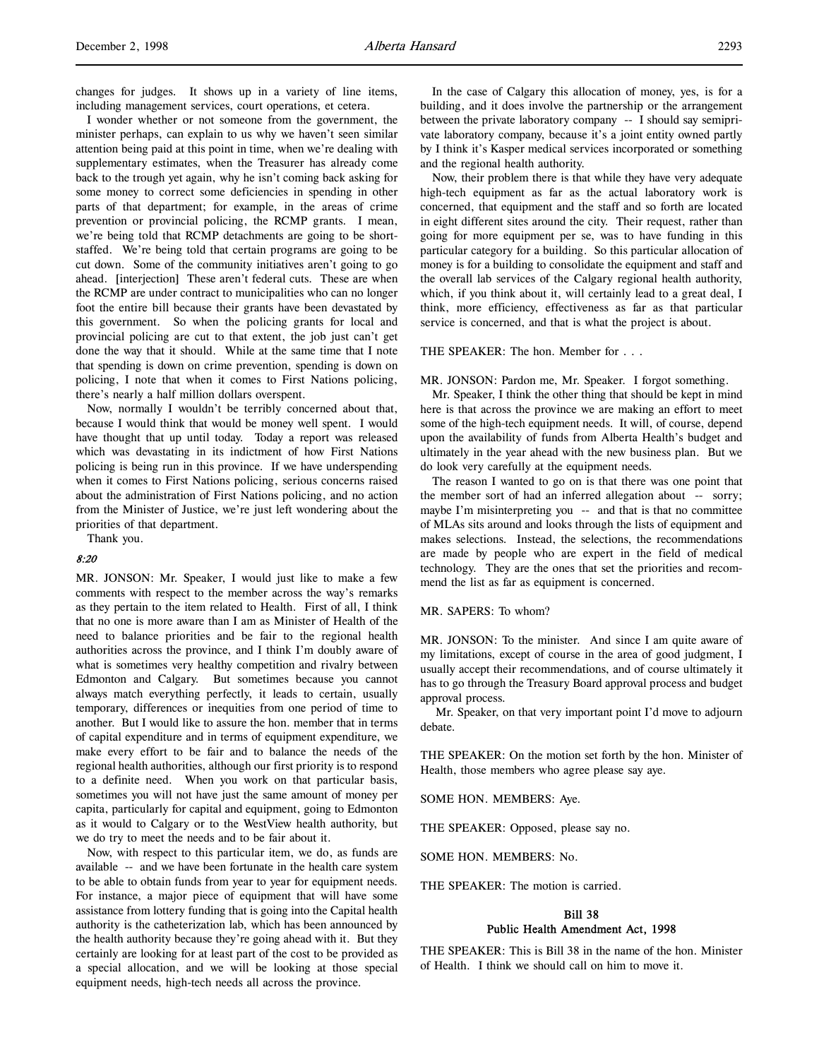changes for judges. It shows up in a variety of line items, including management services, court operations, et cetera.

I wonder whether or not someone from the government, the minister perhaps, can explain to us why we haven't seen similar attention being paid at this point in time, when we're dealing with supplementary estimates, when the Treasurer has already come back to the trough yet again, why he isn't coming back asking for some money to correct some deficiencies in spending in other parts of that department; for example, in the areas of crime prevention or provincial policing, the RCMP grants. I mean, we're being told that RCMP detachments are going to be short-staffed. We're being told that certain programs are going to be cut down. Some of the community initiatives aren't going to go ahead. [interjection] These aren't federal cuts. These are when the RCMP are under contract to municipalities who can no longer foot the entire bill because their grants have been devastated by this government. So when the policing grants for local and provincial policing are cut to that extent, the job just can't get done the way that it should. While at the same time that I note that spending is down on crime prevention, spending is down on policing, I note that when it comes to First Nations policing, there's nearly a half million dollars overspent.

Now, normally I wouldn't be terribly concerned about that, because I would think that would be money well spent. I would have thought that up until today. Today a report was released which was devastating in its indictment of how First Nations policing is being run in this province. If we have underspending when it comes to First Nations policing, serious concerns raised about the administration of First Nations policing, and no action from the Minister of Justice, we're just left wondering about the priorities of that department.

Thank you.

*8:20*

MR. JONSON: Mr. Speaker, I would just like to make a few comments with respect to the member across the way's remarks as they pertain to the item related to Health. First of all, I think that no one is more aware than I am as Minister of Health of the need to balance priorities and be fair to the regional health authorities across the province, and I think I'm doubly aware of what is sometimes very healthy competition and rivalry between Edmonton and Calgary. But sometimes because you cannot always match everything perfectly, it leads to certain, usually temporary, differences or inequities from one period of time to another. But I would like to assure the hon. member that in terms of capital expenditure and in terms of equipment expenditure, we make every effort to be fair and to balance the needs of the regional health authorities, although our first priority is to respond to a definite need. When you work on that particular basis, sometimes you will not have just the same amount of money per capita, particularly for capital and equipment, going to Edmonton as it would to Calgary or to the WestView health authority, but we do try to meet the needs and to be fair about it.

Now, with respect to this particular item, we do, as funds are available -- and we have been fortunate in the health care system to be able to obtain funds from year to year for equipment needs. For instance, a major piece of equipment that will have some assistance from lottery funding that is going into the Capital health authority is the catheterization lab, which has been announced by the health authority because they're going ahead with it. But they certainly are looking for at least part of the cost to be provided as a special allocation, and we will be looking at those special equipment needs, high-tech needs all across the province.

In the case of Calgary this allocation of money, yes, is for a building, and it does involve the partnership or the arrangement between the private laboratory company -- I should say semiprivate laboratory company, because it's a joint entity owned partly by I think it's Kasper medical services incorporated or something and the regional health authority.

Now, their problem there is that while they have very adequate high-tech equipment as far as the actual laboratory work is concerned, that equipment and the staff and so forth are located in eight different sites around the city. Their request, rather than going for more equipment per se, was to have funding in this particular category for a building. So this particular allocation of money is for a building to consolidate the equipment and staff and the overall lab services of the Calgary regional health authority, which, if you think about it, will certainly lead to a great deal, I think, more efficiency, effectiveness as far as that particular service is concerned, and that is what the project is about.

THE SPEAKER: The hon. Member for . . .

MR. JONSON: Pardon me, Mr. Speaker. I forgot something.

Mr. Speaker, I think the other thing that should be kept in mind here is that across the province we are making an effort to meet some of the high-tech equipment needs. It will, of course, depend upon the availability of funds from Alberta Health's budget and ultimately in the year ahead with the new business plan. But we do look very carefully at the equipment needs.

The reason I wanted to go on is that there was one point that the member sort of had an inferred allegation about -- sorry; maybe I'm misinterpreting you -- and that is that no committee of MLAs sits around and looks through the lists of equipment and makes selections. Instead, the selections, the recommendations are made by people who are expert in the field of medical technology. They are the ones that set the priorities and recommend the list as far as equipment is concerned.

MR. SAPERS: To whom?

MR. JONSON: To the minister. And since I am quite aware of my limitations, except of course in the area of good judgment, I usually accept their recommendations, and of course ultimately it has to go through the Treasury Board approval process and budget approval process.

Mr. Speaker, on that very important point I'd move to adjourn debate.

THE SPEAKER: On the motion set forth by the hon. Minister of Health, those members who agree please say aye.

SOME HON. MEMBERS: Aye.

THE SPEAKER: Opposed, please say no.

SOME HON. MEMBERS: No.

THE SPEAKER: The motion is carried.

## Bill 38
## Public Health Amendment Act, 1998

THE SPEAKER: This is Bill 38 in the name of the hon. Minister of Health. I think we should call on him to move it.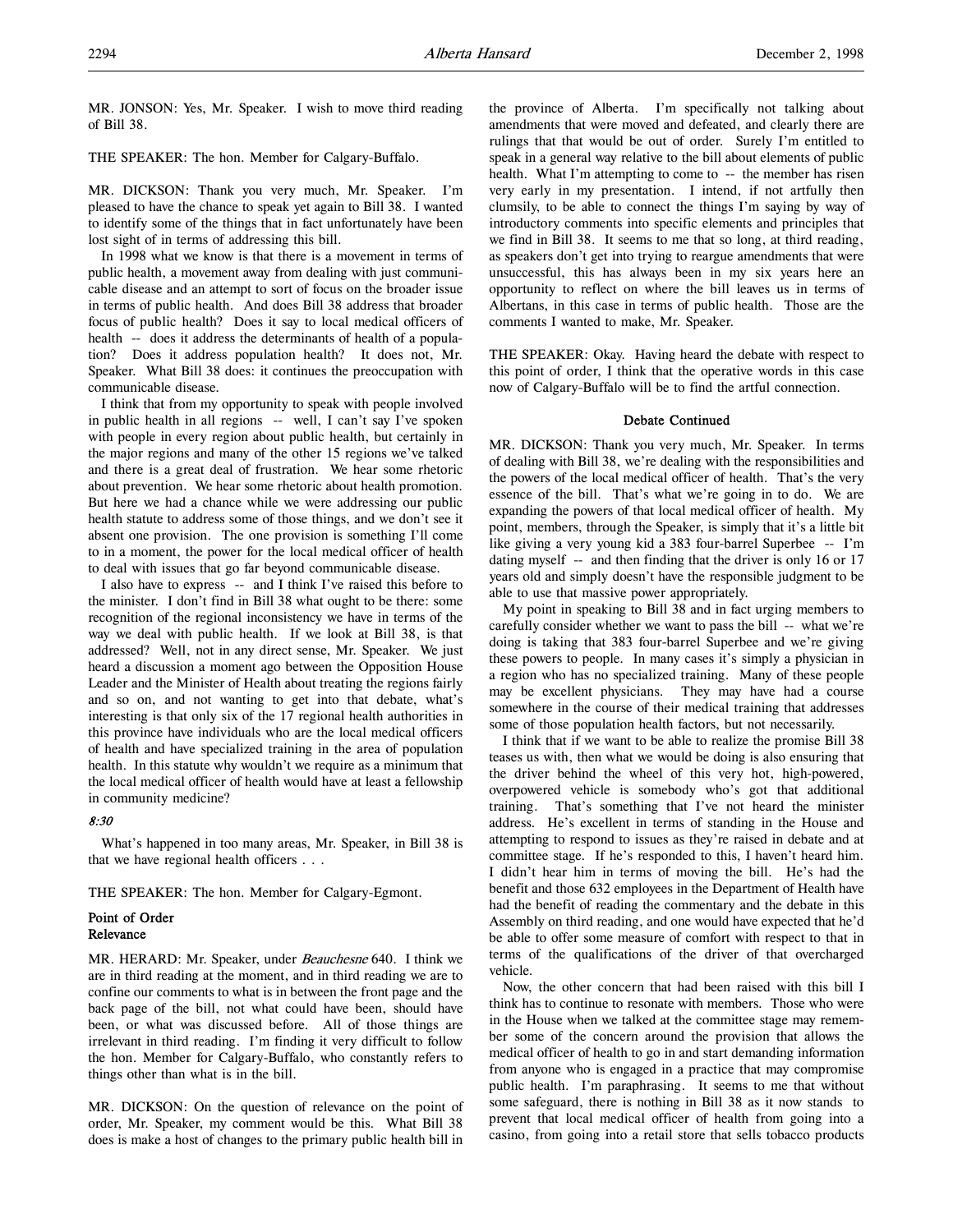MR. JONSON: Yes, Mr. Speaker. I wish to move third reading of Bill 38.

THE SPEAKER: The hon. Member for Calgary-Buffalo.

MR. DICKSON: Thank you very much, Mr. Speaker. I'm pleased to have the chance to speak yet again to Bill 38. I wanted to identify some of the things that in fact unfortunately have been lost sight of in terms of addressing this bill.

In 1998 what we know is that there is a movement in terms of public health, a movement away from dealing with just communicable disease and an attempt to sort of focus on the broader issue in terms of public health. And does Bill 38 address that broader focus of public health? Does it say to local medical officers of health -- does it address the determinants of health of a population? Does it address population health? It does not, Mr. Speaker. What Bill 38 does: it continues the preoccupation with communicable disease.

I think that from my opportunity to speak with people involved in public health in all regions -- well, I can't say I've spoken with people in every region about public health, but certainly in the major regions and many of the other 15 regions we've talked and there is a great deal of frustration. We hear some rhetoric about prevention. We hear some rhetoric about health promotion. But here we had a chance while we were addressing our public health statute to address some of those things, and we don't see it absent one provision. The one provision is something I'll come to in a moment, the power for the local medical officer of health to deal with issues that go far beyond communicable disease.

I also have to express -- and I think I've raised this before to the minister. I don't find in Bill 38 what ought to be there: some recognition of the regional inconsistency we have in terms of the way we deal with public health. If we look at Bill 38, is that addressed? Well, not in any direct sense, Mr. Speaker. We just heard a discussion a moment ago between the Opposition House Leader and the Minister of Health about treating the regions fairly and so on, and not wanting to get into that debate, what's interesting is that only six of the 17 regional health authorities in this province have individuals who are the local medical officers of health and have specialized training in the area of population health. In this statute why wouldn't we require as a minimum that the local medical officer of health would have at least a fellowship in community medicine?

*8:30*

What's happened in too many areas, Mr. Speaker, in Bill 38 is that we have regional health officers . . .

THE SPEAKER: The hon. Member for Calgary-Egmont.

#### Point of Order
#### Relevance

MR. HERARD: Mr. Speaker, under *Beauchesne* 640. I think we are in third reading at the moment, and in third reading we are to confine our comments to what is in between the front page and the back page of the bill, not what could have been, should have been, or what was discussed before. All of those things are irrelevant in third reading. I'm finding it very difficult to follow the hon. Member for Calgary-Buffalo, who constantly refers to things other than what is in the bill.

MR. DICKSON: On the question of relevance on the point of order, Mr. Speaker, my comment would be this. What Bill 38 does is make a host of changes to the primary public health bill in the province of Alberta. I'm specifically not talking about amendments that were moved and defeated, and clearly there are rulings that that would be out of order. Surely I'm entitled to speak in a general way relative to the bill about elements of public health. What I'm attempting to come to -- the member has risen very early in my presentation. I intend, if not artfully then clumsily, to be able to connect the things I'm saying by way of introductory comments into specific elements and principles that we find in Bill 38. It seems to me that so long, at third reading, as speakers don't get into trying to reargue amendments that were unsuccessful, this has always been in my six years here an opportunity to reflect on where the bill leaves us in terms of Albertans, in this case in terms of public health. Those are the comments I wanted to make, Mr. Speaker.

THE SPEAKER: Okay. Having heard the debate with respect to this point of order, I think that the operative words in this case now of Calgary-Buffalo will be to find the artful connection.

#### Debate Continued

MR. DICKSON: Thank you very much, Mr. Speaker. In terms of dealing with Bill 38, we're dealing with the responsibilities and the powers of the local medical officer of health. That's the very essence of the bill. That's what we're going in to do. We are expanding the powers of that local medical officer of health. My point, members, through the Speaker, is simply that it's a little bit like giving a very young kid a 383 four-barrel Superbee -- I'm dating myself -- and then finding that the driver is only 16 or 17 years old and simply doesn't have the responsible judgment to be able to use that massive power appropriately.

My point in speaking to Bill 38 and in fact urging members to carefully consider whether we want to pass the bill -- what we're doing is taking that 383 four-barrel Superbee and we're giving these powers to people. In many cases it's simply a physician in a region who has no specialized training. Many of these people may be excellent physicians. They may have had a course somewhere in the course of their medical training that addresses some of those population health factors, but not necessarily.

I think that if we want to be able to realize the promise Bill 38 teases us with, then what we would be doing is also ensuring that the driver behind the wheel of this very hot, high-powered, overpowered vehicle is somebody who's got that additional training. That's something that I've not heard the minister address. He's excellent in terms of standing in the House and attempting to respond to issues as they're raised in debate and at committee stage. If he's responded to this, I haven't heard him. I didn't hear him in terms of moving the bill. He's had the benefit and those 632 employees in the Department of Health have had the benefit of reading the commentary and the debate in this Assembly on third reading, and one would have expected that he'd be able to offer some measure of comfort with respect to that in terms of the qualifications of the driver of that overcharged vehicle.

Now, the other concern that had been raised with this bill I think has to continue to resonate with members. Those who were in the House when we talked at the committee stage may remember some of the concern around the provision that allows the medical officer of health to go in and start demanding information from anyone who is engaged in a practice that may compromise public health. I'm paraphrasing. It seems to me that without some safeguard, there is nothing in Bill 38 as it now stands to prevent that local medical officer of health from going into a casino, from going into a retail store that sells tobacco products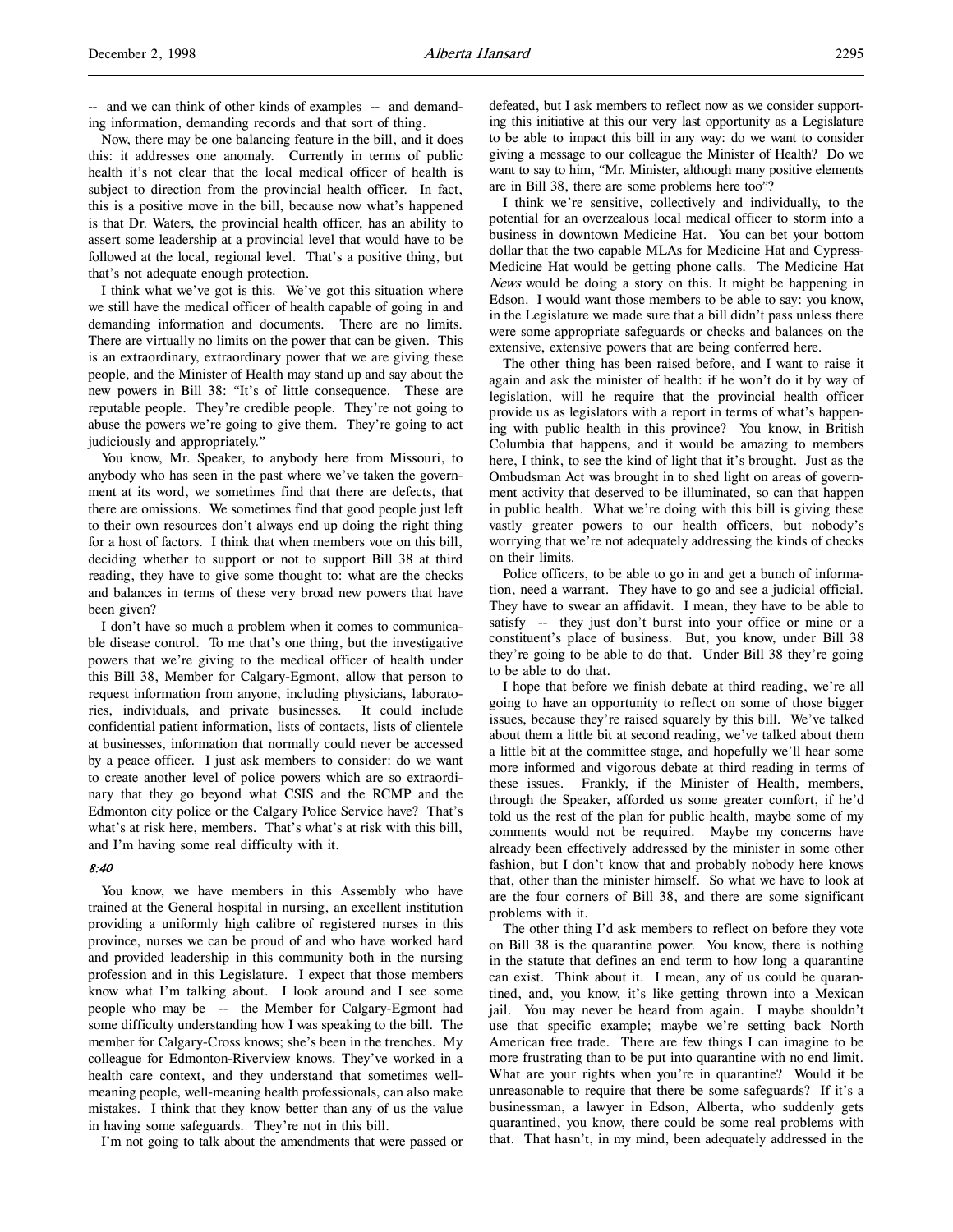-- and we can think of other kinds of examples -- and demanding information, demanding records and that sort of thing.

Now, there may be one balancing feature in the bill, and it does this: it addresses one anomaly. Currently in terms of public health it's not clear that the local medical officer of health is subject to direction from the provincial health officer. In fact, this is a positive move in the bill, because now what's happened is that Dr. Waters, the provincial health officer, has an ability to assert some leadership at a provincial level that would have to be followed at the local, regional level. That's a positive thing, but that's not adequate enough protection.

I think what we've got is this. We've got this situation where we still have the medical officer of health capable of going in and demanding information and documents. There are no limits. There are virtually no limits on the power that can be given. This is an extraordinary, extraordinary power that we are giving these people, and the Minister of Health may stand up and say about the new powers in Bill 38: "It's of little consequence. These are reputable people. They're credible people. They're not going to abuse the powers we're going to give them. They're going to act judiciously and appropriately."

You know, Mr. Speaker, to anybody here from Missouri, to anybody who has seen in the past where we've taken the government at its word, we sometimes find that there are defects, that there are omissions. We sometimes find that good people just left to their own resources don't always end up doing the right thing for a host of factors. I think that when members vote on this bill, deciding whether to support or not to support Bill 38 at third reading, they have to give some thought to: what are the checks and balances in terms of these very broad new powers that have been given?

I don't have so much a problem when it comes to communicable disease control. To me that's one thing, but the investigative powers that we're giving to the medical officer of health under this Bill 38, Member for Calgary-Egmont, allow that person to request information from anyone, including physicians, laboratories, individuals, and private businesses. It could include confidential patient information, lists of contacts, lists of clientele at businesses, information that normally could never be accessed by a peace officer. I just ask members to consider: do we want to create another level of police powers which are so extraordinary that they go beyond what CSIS and the RCMP and the Edmonton city police or the Calgary Police Service have? That's what's at risk here, members. That's what's at risk with this bill, and I'm having some real difficulty with it.

*8:40*

You know, we have members in this Assembly who have trained at the General hospital in nursing, an excellent institution providing a uniformly high calibre of registered nurses in this province, nurses we can be proud of and who have worked hard and provided leadership in this community both in the nursing profession and in this Legislature. I expect that those members know what I'm talking about. I look around and I see some people who may be -- the Member for Calgary-Egmont had some difficulty understanding how I was speaking to the bill. The member for Calgary-Cross knows; she's been in the trenches. My colleague for Edmonton-Riverview knows. They've worked in a health care context, and they understand that sometimes well-meaning people, well-meaning health professionals, can also make mistakes. I think that they know better than any of us the value in having some safeguards. They're not in this bill.

I'm not going to talk about the amendments that were passed or defeated, but I ask members to reflect now as we consider supporting this initiative at this our very last opportunity as a Legislature to be able to impact this bill in any way: do we want to consider giving a message to our colleague the Minister of Health? Do we want to say to him, "Mr. Minister, although many positive elements are in Bill 38, there are some problems here too"?

I think we're sensitive, collectively and individually, to the potential for an overzealous local medical officer to storm into a business in downtown Medicine Hat. You can bet your bottom dollar that the two capable MLAs for Medicine Hat and Cypress-Medicine Hat would be getting phone calls. The Medicine Hat *News* would be doing a story on this. It might be happening in Edson. I would want those members to be able to say: you know, in the Legislature we made sure that a bill didn't pass unless there were some appropriate safeguards or checks and balances on the extensive, extensive powers that are being conferred here.

The other thing has been raised before, and I want to raise it again and ask the minister of health: if he won't do it by way of legislation, will he require that the provincial health officer provide us as legislators with a report in terms of what's happening with public health in this province? You know, in British Columbia that happens, and it would be amazing to members here, I think, to see the kind of light that it's brought. Just as the Ombudsman Act was brought in to shed light on areas of government activity that deserved to be illuminated, so can that happen in public health. What we're doing with this bill is giving these vastly greater powers to our health officers, but nobody's worrying that we're not adequately addressing the kinds of checks on their limits.

Police officers, to be able to go in and get a bunch of information, need a warrant. They have to go and see a judicial official. They have to swear an affidavit. I mean, they have to be able to satisfy -- they just don't burst into your office or mine or a constituent's place of business. But, you know, under Bill 38 they're going to be able to do that. Under Bill 38 they're going to be able to do that.

I hope that before we finish debate at third reading, we're all going to have an opportunity to reflect on some of those bigger issues, because they're raised squarely by this bill. We've talked about them a little bit at second reading, we've talked about them a little bit at the committee stage, and hopefully we'll hear some more informed and vigorous debate at third reading in terms of these issues. Frankly, if the Minister of Health, members, through the Speaker, afforded us some greater comfort, if he'd told us the rest of the plan for public health, maybe some of my comments would not be required. Maybe my concerns have already been effectively addressed by the minister in some other fashion, but I don't know that and probably nobody here knows that, other than the minister himself. So what we have to look at are the four corners of Bill 38, and there are some significant problems with it.

The other thing I'd ask members to reflect on before they vote on Bill 38 is the quarantine power. You know, there is nothing in the statute that defines an end term to how long a quarantine can exist. Think about it. I mean, any of us could be quarantined, and, you know, it's like getting thrown into a Mexican jail. You may never be heard from again. I maybe shouldn't use that specific example; maybe we're setting back North American free trade. There are few things I can imagine to be more frustrating than to be put into quarantine with no end limit. What are your rights when you're in quarantine? Would it be unreasonable to require that there be some safeguards? If it's a businessman, a lawyer in Edson, Alberta, who suddenly gets quarantined, you know, there could be some real problems with that. That hasn't, in my mind, been adequately addressed in the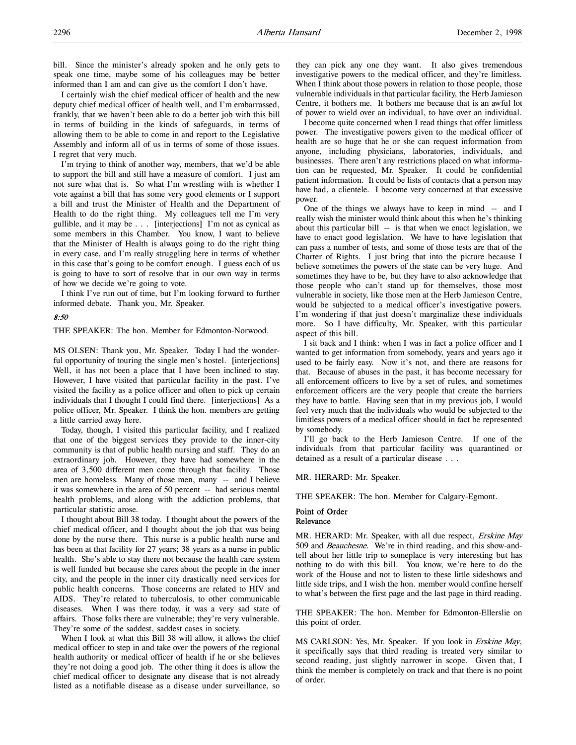bill. Since the minister's already spoken and he only gets to speak one time, maybe some of his colleagues may be better informed than I am and can give us the comfort I don't have.

I certainly wish the chief medical officer of health and the new deputy chief medical officer of health well, and I'm embarrassed, frankly, that we haven't been able to do a better job with this bill in terms of building in the kinds of safeguards, in terms of allowing them to be able to come in and report to the Legislative Assembly and inform all of us in terms of some of those issues. I regret that very much.

I'm trying to think of another way, members, that we'd be able to support the bill and still have a measure of comfort. I just am not sure what that is. So what I'm wrestling with is whether I vote against a bill that has some very good elements or I support a bill and trust the Minister of Health and the Department of Health to do the right thing. My colleagues tell me I'm very gullible, and it may be . . . [interjections] I'm not as cynical as some members in this Chamber. You know, I want to believe that the Minister of Health is always going to do the right thing in every case, and I'm really struggling here in terms of whether in this case that's going to be comfort enough. I guess each of us is going to have to sort of resolve that in our own way in terms of how we decide we're going to vote.

I think I've run out of time, but I'm looking forward to further informed debate. Thank you, Mr. Speaker.

*8:50*

THE SPEAKER: The hon. Member for Edmonton-Norwood.

MS OLSEN: Thank you, Mr. Speaker. Today I had the wonderful opportunity of touring the single men's hostel. [interjections] Well, it has not been a place that I have been inclined to stay. However, I have visited that particular facility in the past. I've visited the facility as a police officer and often to pick up certain individuals that I thought I could find there. [interjections] As a police officer, Mr. Speaker. I think the hon. members are getting a little carried away here.

Today, though, I visited this particular facility, and I realized that one of the biggest services they provide to the inner-city community is that of public health nursing and staff. They do an extraordinary job. However, they have had somewhere in the area of 3,500 different men come through that facility. Those men are homeless. Many of those men, many -- and I believe it was somewhere in the area of 50 percent -- had serious mental health problems, and along with the addiction problems, that particular statistic arose.

I thought about Bill 38 today. I thought about the powers of the chief medical officer, and I thought about the job that was being done by the nurse there. This nurse is a public health nurse and has been at that facility for 27 years; 38 years as a nurse in public health. She's able to stay there not because the health care system is well funded but because she cares about the people in the inner city, and the people in the inner city drastically need services for public health concerns. Those concerns are related to HIV and AIDS. They're related to tuberculosis, to other communicable diseases. When I was there today, it was a very sad state of affairs. Those folks there are vulnerable; they're very vulnerable. They're some of the saddest, saddest cases in society.

When I look at what this Bill 38 will allow, it allows the chief medical officer to step in and take over the powers of the regional health authority or medical officer of health if he or she believes they're not doing a good job. The other thing it does is allow the chief medical officer to designate any disease that is not already listed as a notifiable disease as a disease under surveillance, so they can pick any one they want. It also gives tremendous investigative powers to the medical officer, and they're limitless. When I think about those powers in relation to those people, those vulnerable individuals in that particular facility, the Herb Jamieson Centre, it bothers me. It bothers me because that is an awful lot of power to wield over an individual, to have over an individual.

I become quite concerned when I read things that offer limitless power. The investigative powers given to the medical officer of health are so huge that he or she can request information from anyone, including physicians, laboratories, individuals, and businesses. There aren't any restrictions placed on what information can be requested, Mr. Speaker. It could be confidential patient information. It could be lists of contacts that a person may have had, a clientele. I become very concerned at that excessive power.

One of the things we always have to keep in mind -- and I really wish the minister would think about this when he's thinking about this particular bill -- is that when we enact legislation, we have to enact good legislation. We have to have legislation that can pass a number of tests, and some of those tests are that of the Charter of Rights. I just bring that into the picture because I believe sometimes the powers of the state can be very huge. And sometimes they have to be, but they have to also acknowledge that those people who can't stand up for themselves, those most vulnerable in society, like those men at the Herb Jamieson Centre, would be subjected to a medical officer's investigative powers. I'm wondering if that just doesn't marginalize these individuals more. So I have difficulty, Mr. Speaker, with this particular aspect of this bill.

I sit back and I think: when I was in fact a police officer and I wanted to get information from somebody, years and years ago it used to be fairly easy. Now it's not, and there are reasons for that. Because of abuses in the past, it has become necessary for all enforcement officers to live by a set of rules, and sometimes enforcement officers are the very people that create the barriers they have to battle. Having seen that in my previous job, I would feel very much that the individuals who would be subjected to the limitless powers of a medical officer should in fact be represented by somebody.

I'll go back to the Herb Jamieson Centre. If one of the individuals from that particular facility was quarantined or detained as a result of a particular disease . . .

MR. HERARD: Mr. Speaker.

THE SPEAKER: The hon. Member for Calgary-Egmont.

## Point of Order
## Relevance

MR. HERARD: Mr. Speaker, with all due respect, *Erskine May* 509 and *Beauchesne*. We're in third reading, and this show-and-tell about her little trip to someplace is very interesting but has nothing to do with this bill. You know, we're here to do the work of the House and not to listen to these little sideshows and little side trips, and I wish the hon. member would confine herself to what's between the first page and the last page in third reading.

THE SPEAKER: The hon. Member for Edmonton-Ellerslie on this point of order.

MS CARLSON: Yes, Mr. Speaker. If you look in *Erskine May*, it specifically says that third reading is treated very similar to second reading, just slightly narrower in scope. Given that, I think the member is completely on track and that there is no point of order.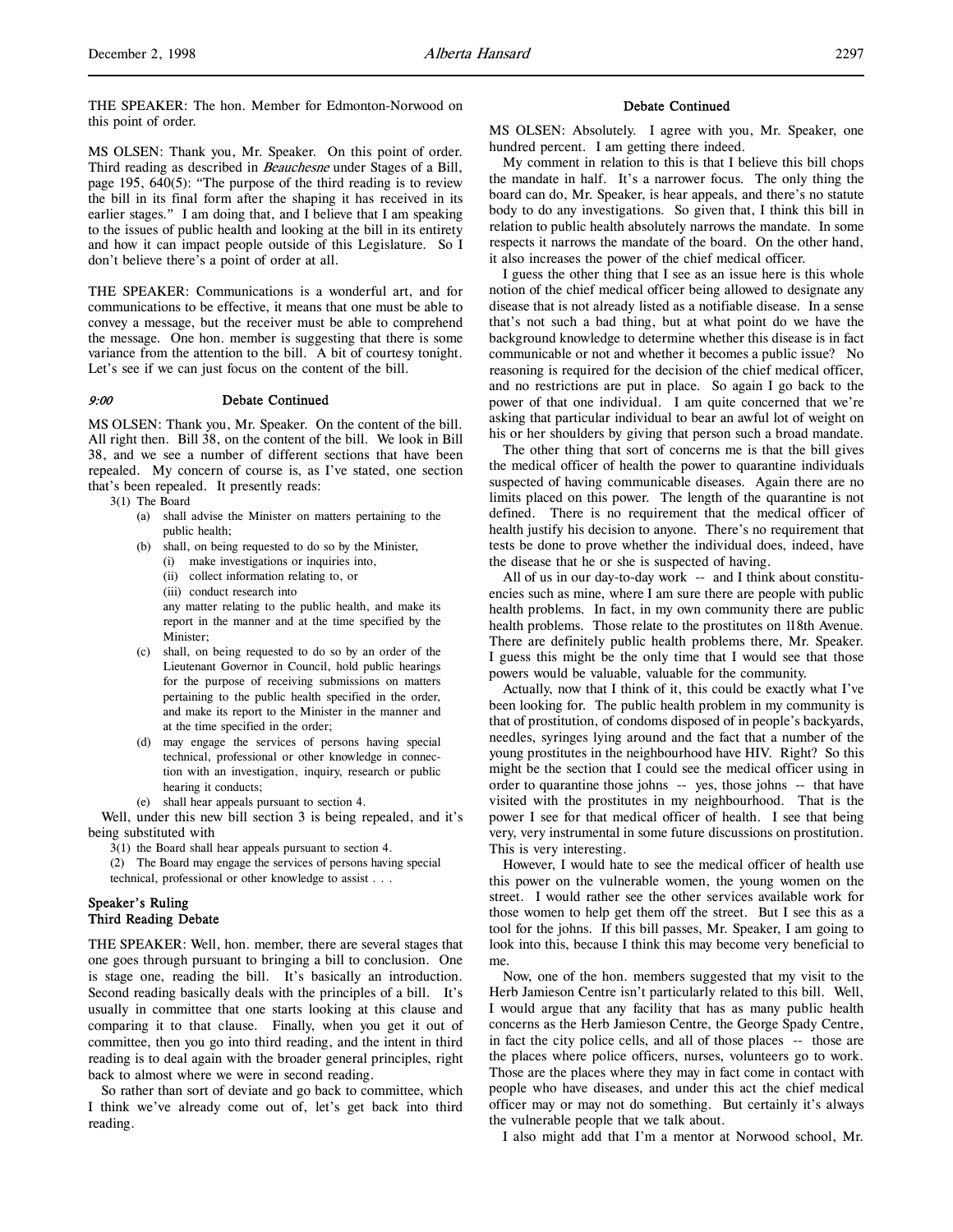THE SPEAKER: The hon. Member for Edmonton-Norwood on this point of order.

MS OLSEN: Thank you, Mr. Speaker. On this point of order. Third reading as described in *Beauchesne* under Stages of a Bill, page 195, 640(5): "The purpose of the third reading is to review the bill in its final form after the shaping it has received in its earlier stages." I am doing that, and I believe that I am speaking to the issues of public health and looking at the bill in its entirety and how it can impact people outside of this Legislature. So I don't believe there's a point of order at all.

THE SPEAKER: Communications is a wonderful art, and for communications to be effective, it means that one must be able to convey a message, but the receiver must be able to comprehend the message. One hon. member is suggesting that there is some variance from the attention to the bill. A bit of courtesy tonight. Let's see if we can just focus on the content of the bill.

*9:00* **Debate Continued**

MS OLSEN: Thank you, Mr. Speaker. On the content of the bill. All right then. Bill 38, on the content of the bill. We look in Bill 38, and we see a number of different sections that have been repealed. My concern of course is, as I've stated, one section that's been repealed. It presently reads:

> 3(1) The Board
> (a) shall advise the Minister on matters pertaining to the public health;
> (b) shall, on being requested to do so by the Minister,
> (i) make investigations or inquiries into,
> (ii) collect information relating to, or
> (iii) conduct research into
> any matter relating to the public health, and make its report in the manner and at the time specified by the Minister;
> (c) shall, on being requested to do so by an order of the Lieutenant Governor in Council, hold public hearings for the purpose of receiving submissions on matters pertaining to the public health specified in the order, and make its report to the Minister in the manner and at the time specified in the order;
> (d) may engage the services of persons having special technical, professional or other knowledge in connection with an investigation, inquiry, research or public hearing it conducts;
> (e) shall hear appeals pursuant to section 4.

Well, under this new bill section 3 is being repealed, and it's being substituted with

> 3(1) the Board shall hear appeals pursuant to section 4.
> (2) The Board may engage the services of persons having special technical, professional or other knowledge to assist . . .

## Speaker's Ruling
## Third Reading Debate

THE SPEAKER: Well, hon. member, there are several stages that one goes through pursuant to bringing a bill to conclusion. One is stage one, reading the bill. It's basically an introduction. Second reading basically deals with the principles of a bill. It's usually in committee that one starts looking at this clause and comparing it to that clause. Finally, when you get it out of committee, then you go into third reading, and the intent in third reading is to deal again with the broader general principles, right back to almost where we were in second reading.

So rather than sort of deviate and go back to committee, which I think we've already come out of, let's get back into third reading.

**Debate Continued**

MS OLSEN: Absolutely. I agree with you, Mr. Speaker, one hundred percent. I am getting there indeed.

My comment in relation to this is that I believe this bill chops the mandate in half. It's a narrower focus. The only thing the board can do, Mr. Speaker, is hear appeals, and there's no statute body to do any investigations. So given that, I think this bill in relation to public health absolutely narrows the mandate. In some respects it narrows the mandate of the board. On the other hand, it also increases the power of the chief medical officer.

I guess the other thing that I see as an issue here is this whole notion of the chief medical officer being allowed to designate any disease that is not already listed as a notifiable disease. In a sense that's not such a bad thing, but at what point do we have the background knowledge to determine whether this disease is in fact communicable or not and whether it becomes a public issue? No reasoning is required for the decision of the chief medical officer, and no restrictions are put in place. So again I go back to the power of that one individual. I am quite concerned that we're asking that particular individual to bear an awful lot of weight on his or her shoulders by giving that person such a broad mandate.

The other thing that sort of concerns me is that the bill gives the medical officer of health the power to quarantine individuals suspected of having communicable diseases. Again there are no limits placed on this power. The length of the quarantine is not defined. There is no requirement that the medical officer of health justify his decision to anyone. There's no requirement that tests be done to prove whether the individual does, indeed, have the disease that he or she is suspected of having.

All of us in our day-to-day work -- and I think about constituencies such as mine, where I am sure there are people with public health problems. In fact, in my own community there are public health problems. Those relate to the prostitutes on 118th Avenue. There are definitely public health problems there, Mr. Speaker. I guess this might be the only time that I would see that those powers would be valuable, valuable for the community.

Actually, now that I think of it, this could be exactly what I've been looking for. The public health problem in my community is that of prostitution, of condoms disposed of in people's backyards, needles, syringes lying around and the fact that a number of the young prostitutes in the neighbourhood have HIV. Right? So this might be the section that I could see the medical officer using in order to quarantine those johns -- yes, those johns -- that have visited with the prostitutes in my neighbourhood. That is the power I see for that medical officer of health. I see that being very, very instrumental in some future discussions on prostitution. This is very interesting.

However, I would hate to see the medical officer of health use this power on the vulnerable women, the young women on the street. I would rather see the other services available work for those women to help get them off the street. But I see this as a tool for the johns. If this bill passes, Mr. Speaker, I am going to look into this, because I think this may become very beneficial to me.

Now, one of the hon. members suggested that my visit to the Herb Jamieson Centre isn't particularly related to this bill. Well, I would argue that any facility that has as many public health concerns as the Herb Jamieson Centre, the George Spady Centre, in fact the city police cells, and all of those places -- those are the places where police officers, nurses, volunteers go to work. Those are the places where they may in fact come in contact with people who have diseases, and under this act the chief medical officer may or may not do something. But certainly it's always the vulnerable people that we talk about.

I also might add that I'm a mentor at Norwood school, Mr.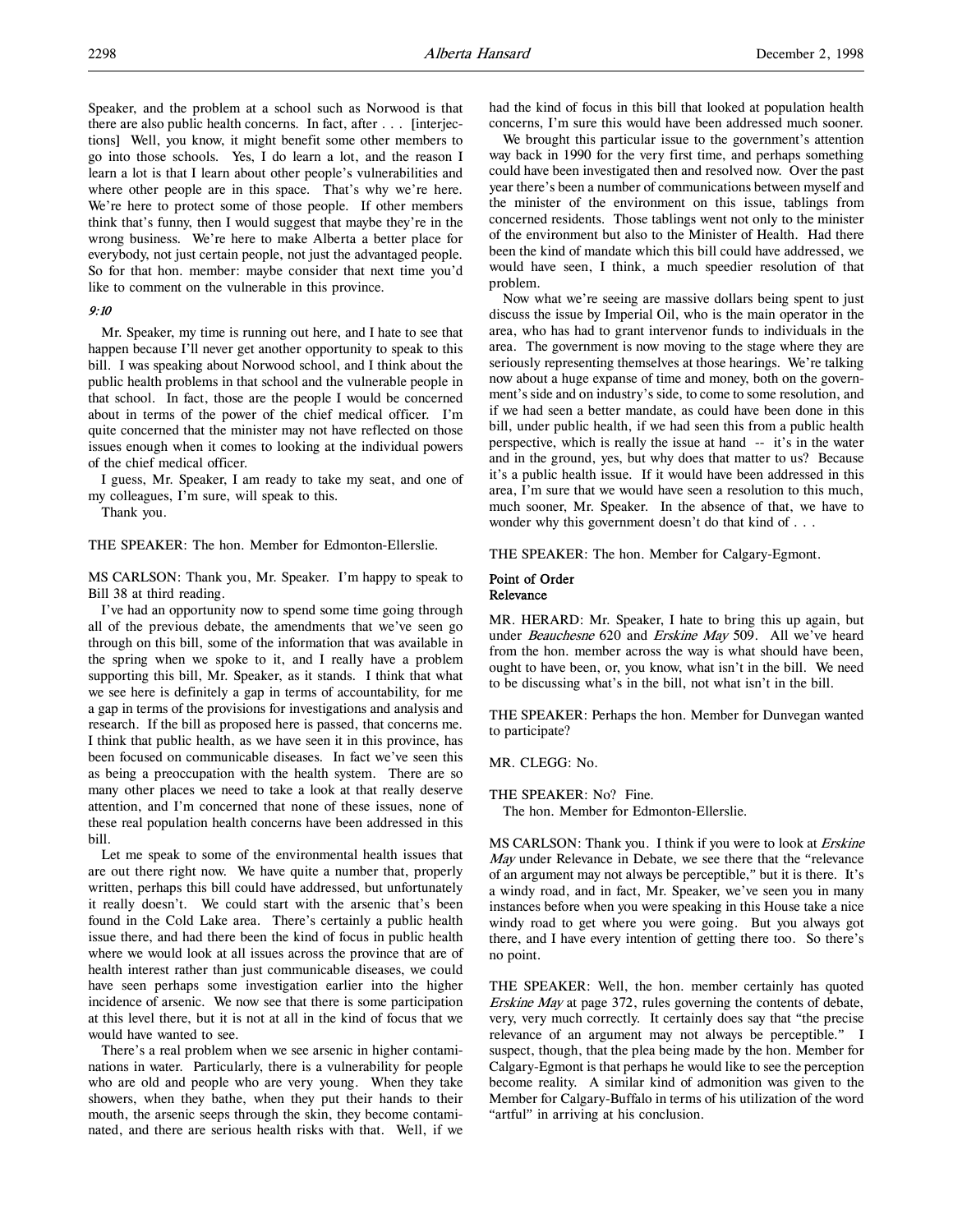Speaker, and the problem at a school such as Norwood is that there are also public health concerns. In fact, after . . . [interjections] Well, you know, it might benefit some other members to go into those schools. Yes, I do learn a lot, and the reason I learn a lot is that I learn about other people's vulnerabilities and where other people are in this space. That's why we're here. We're here to protect some of those people. If other members think that's funny, then I would suggest that maybe they're in the wrong business. We're here to make Alberta a better place for everybody, not just certain people, not just the advantaged people. So for that hon. member: maybe consider that next time you'd like to comment on the vulnerable in this province.

*9:10*

Mr. Speaker, my time is running out here, and I hate to see that happen because I'll never get another opportunity to speak to this bill. I was speaking about Norwood school, and I think about the public health problems in that school and the vulnerable people in that school. In fact, those are the people I would be concerned about in terms of the power of the chief medical officer. I'm quite concerned that the minister may not have reflected on those issues enough when it comes to looking at the individual powers of the chief medical officer.

I guess, Mr. Speaker, I am ready to take my seat, and one of my colleagues, I'm sure, will speak to this.

Thank you.

THE SPEAKER: The hon. Member for Edmonton-Ellerslie.

MS CARLSON: Thank you, Mr. Speaker. I'm happy to speak to Bill 38 at third reading.

I've had an opportunity now to spend some time going through all of the previous debate, the amendments that we've seen go through on this bill, some of the information that was available in the spring when we spoke to it, and I really have a problem supporting this bill, Mr. Speaker, as it stands. I think that what we see here is definitely a gap in terms of accountability, for me a gap in terms of the provisions for investigations and analysis and research. If the bill as proposed here is passed, that concerns me. I think that public health, as we have seen it in this province, has been focused on communicable diseases. In fact we've seen this as being a preoccupation with the health system. There are so many other places we need to take a look at that really deserve attention, and I'm concerned that none of these issues, none of these real population health concerns have been addressed in this bill.

Let me speak to some of the environmental health issues that are out there right now. We have quite a number that, properly written, perhaps this bill could have addressed, but unfortunately it really doesn't. We could start with the arsenic that's been found in the Cold Lake area. There's certainly a public health issue there, and had there been the kind of focus in public health where we would look at all issues across the province that are of health interest rather than just communicable diseases, we could have seen perhaps some investigation earlier into the higher incidence of arsenic. We now see that there is some participation at this level there, but it is not at all in the kind of focus that we would have wanted to see.

There's a real problem when we see arsenic in higher contaminations in water. Particularly, there is a vulnerability for people who are old and people who are very young. When they take showers, when they bathe, when they put their hands to their mouth, the arsenic seeps through the skin, they become contaminated, and there are serious health risks with that. Well, if we had the kind of focus in this bill that looked at population health concerns, I'm sure this would have been addressed much sooner.

We brought this particular issue to the government's attention way back in 1990 for the very first time, and perhaps something could have been investigated then and resolved now. Over the past year there's been a number of communications between myself and the minister of the environment on this issue, tablings from concerned residents. Those tablings went not only to the minister of the environment but also to the Minister of Health. Had there been the kind of mandate which this bill could have addressed, we would have seen, I think, a much speedier resolution of that problem.

Now what we're seeing are massive dollars being spent to just discuss the issue by Imperial Oil, who is the main operator in the area, who has had to grant intervenor funds to individuals in the area. The government is now moving to the stage where they are seriously representing themselves at those hearings. We're talking now about a huge expanse of time and money, both on the government's side and on industry's side, to come to some resolution, and if we had seen a better mandate, as could have been done in this bill, under public health, if we had seen this from a public health perspective, which is really the issue at hand -- it's in the water and in the ground, yes, but why does that matter to us? Because it's a public health issue. If it would have been addressed in this area, I'm sure that we would have seen a resolution to this much, much sooner, Mr. Speaker. In the absence of that, we have to wonder why this government doesn't do that kind of . . .

THE SPEAKER: The hon. Member for Calgary-Egmont.

### Point of Order
### Relevance

MR. HERARD: Mr. Speaker, I hate to bring this up again, but under *Beauchesne* 620 and *Erskine May* 509. All we've heard from the hon. member across the way is what should have been, ought to have been, or, you know, what isn't in the bill. We need to be discussing what's in the bill, not what isn't in the bill.

THE SPEAKER: Perhaps the hon. Member for Dunvegan wanted to participate?

MR. CLEGG: No.

THE SPEAKER: No? Fine.

The hon. Member for Edmonton-Ellerslie.

MS CARLSON: Thank you. I think if you were to look at *Erskine May* under Relevance in Debate, we see there that the "relevance of an argument may not always be perceptible," but it is there. It's a windy road, and in fact, Mr. Speaker, we've seen you in many instances before when you were speaking in this House take a nice windy road to get where you were going. But you always got there, and I have every intention of getting there too. So there's no point.

THE SPEAKER: Well, the hon. member certainly has quoted *Erskine May* at page 372, rules governing the contents of debate, very, very much correctly. It certainly does say that "the precise relevance of an argument may not always be perceptible." I suspect, though, that the plea being made by the hon. Member for Calgary-Egmont is that perhaps he would like to see the perception become reality. A similar kind of admonition was given to the Member for Calgary-Buffalo in terms of his utilization of the word "artful" in arriving at his conclusion.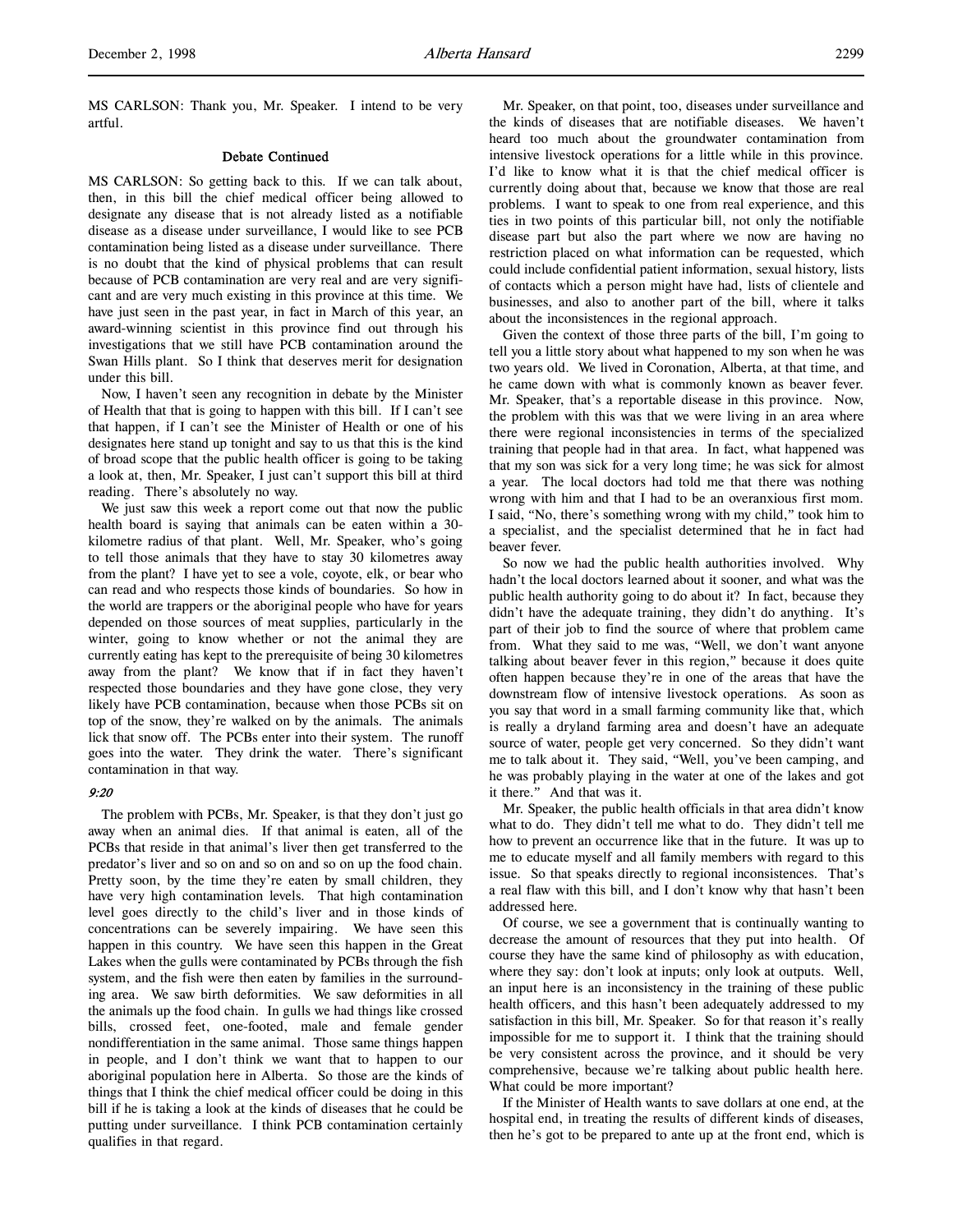MS CARLSON: Thank you, Mr. Speaker. I intend to be very artful.

### Debate Continued

MS CARLSON: So getting back to this. If we can talk about, then, in this bill the chief medical officer being allowed to designate any disease that is not already listed as a notifiable disease as a disease under surveillance, I would like to see PCB contamination being listed as a disease under surveillance. There is no doubt that the kind of physical problems that can result because of PCB contamination are very real and are very significant and are very much existing in this province at this time. We have just seen in the past year, in fact in March of this year, an award-winning scientist in this province find out through his investigations that we still have PCB contamination around the Swan Hills plant. So I think that deserves merit for designation under this bill.

Now, I haven't seen any recognition in debate by the Minister of Health that that is going to happen with this bill. If I can't see that happen, if I can't see the Minister of Health or one of his designates here stand up tonight and say to us that this is the kind of broad scope that the public health officer is going to be taking a look at, then, Mr. Speaker, I just can't support this bill at third reading. There's absolutely no way.

We just saw this week a report come out that now the public health board is saying that animals can be eaten within a 30-kilometre radius of that plant. Well, Mr. Speaker, who's going to tell those animals that they have to stay 30 kilometres away from the plant? I have yet to see a vole, coyote, elk, or bear who can read and who respects those kinds of boundaries. So how in the world are trappers or the aboriginal people who have for years depended on those sources of meat supplies, particularly in the winter, going to know whether or not the animal they are currently eating has kept to the prerequisite of being 30 kilometres away from the plant? We know that if in fact they haven't respected those boundaries and they have gone close, they very likely have PCB contamination, because when those PCBs sit on top of the snow, they're walked on by the animals. The animals lick that snow off. The PCBs enter into their system. The runoff goes into the water. They drink the water. There's significant contamination in that way.

*9:20*

The problem with PCBs, Mr. Speaker, is that they don't just go away when an animal dies. If that animal is eaten, all of the PCBs that reside in that animal's liver then get transferred to the predator's liver and so on and so on and so on up the food chain. Pretty soon, by the time they're eaten by small children, they have very high contamination levels. That high contamination level goes directly to the child's liver and in those kinds of concentrations can be severely impairing. We have seen this happen in this country. We have seen this happen in the Great Lakes when the gulls were contaminated by PCBs through the fish system, and the fish were then eaten by families in the surrounding area. We saw birth deformities. We saw deformities in all the animals up the food chain. In gulls we had things like crossed bills, crossed feet, one-footed, male and female gender nondifferentiation in the same animal. Those same things happen in people, and I don't think we want that to happen to our aboriginal population here in Alberta. So those are the kinds of things that I think the chief medical officer could be doing in this bill if he is taking a look at the kinds of diseases that he could be putting under surveillance. I think PCB contamination certainly qualifies in that regard.

Mr. Speaker, on that point, too, diseases under surveillance and the kinds of diseases that are notifiable diseases. We haven't heard too much about the groundwater contamination from intensive livestock operations for a little while in this province. I'd like to know what it is that the chief medical officer is currently doing about that, because we know that those are real problems. I want to speak to one from real experience, and this ties in two points of this particular bill, not only the notifiable disease part but also the part where we now are having no restriction placed on what information can be requested, which could include confidential patient information, sexual history, lists of contacts which a person might have had, lists of clientele and businesses, and also to another part of the bill, where it talks about the inconsistences in the regional approach.

Given the context of those three parts of the bill, I'm going to tell you a little story about what happened to my son when he was two years old. We lived in Coronation, Alberta, at that time, and he came down with what is commonly known as beaver fever. Mr. Speaker, that's a reportable disease in this province. Now, the problem with this was that we were living in an area where there were regional inconsistencies in terms of the specialized training that people had in that area. In fact, what happened was that my son was sick for a very long time; he was sick for almost a year. The local doctors had told me that there was nothing wrong with him and that I had to be an overanxious first mom. I said, "No, there's something wrong with my child," took him to a specialist, and the specialist determined that he in fact had beaver fever.

So now we had the public health authorities involved. Why hadn't the local doctors learned about it sooner, and what was the public health authority going to do about it? In fact, because they didn't have the adequate training, they didn't do anything. It's part of their job to find the source of where that problem came from. What they said to me was, "Well, we don't want anyone talking about beaver fever in this region," because it does quite often happen because they're in one of the areas that have the downstream flow of intensive livestock operations. As soon as you say that word in a small farming community like that, which is really a dryland farming area and doesn't have an adequate source of water, people get very concerned. So they didn't want me to talk about it. They said, "Well, you've been camping, and he was probably playing in the water at one of the lakes and got it there." And that was it.

Mr. Speaker, the public health officials in that area didn't know what to do. They didn't tell me what to do. They didn't tell me how to prevent an occurrence like that in the future. It was up to me to educate myself and all family members with regard to this issue. So that speaks directly to regional inconsistences. That's a real flaw with this bill, and I don't know why that hasn't been addressed here.

Of course, we see a government that is continually wanting to decrease the amount of resources that they put into health. Of course they have the same kind of philosophy as with education, where they say: don't look at inputs; only look at outputs. Well, an input here is an inconsistency in the training of these public health officers, and this hasn't been adequately addressed to my satisfaction in this bill, Mr. Speaker. So for that reason it's really impossible for me to support it. I think that the training should be very consistent across the province, and it should be very comprehensive, because we're talking about public health here. What could be more important?

If the Minister of Health wants to save dollars at one end, at the hospital end, in treating the results of different kinds of diseases, then he's got to be prepared to ante up at the front end, which is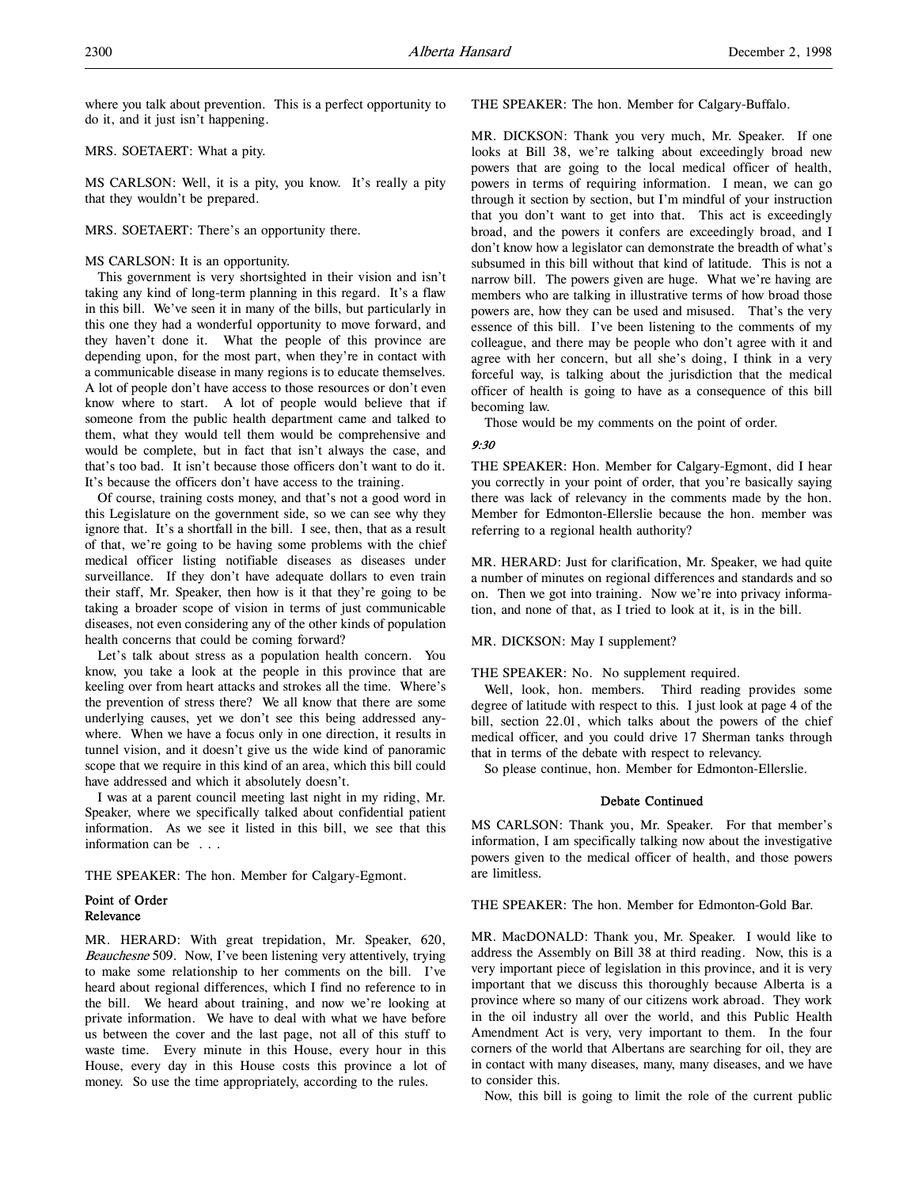where you talk about prevention. This is a perfect opportunity to do it, and it just isn't happening.

MRS. SOETAERT: What a pity.

MS CARLSON: Well, it is a pity, you know. It's really a pity that they wouldn't be prepared.

MRS. SOETAERT: There's an opportunity there.

MS CARLSON: It is an opportunity.

This government is very shortsighted in their vision and isn't taking any kind of long-term planning in this regard. It's a flaw in this bill. We've seen it in many of the bills, but particularly in this one they had a wonderful opportunity to move forward, and they haven't done it. What the people of this province are depending upon, for the most part, when they're in contact with a communicable disease in many regions is to educate themselves. A lot of people don't have access to those resources or don't even know where to start. A lot of people would believe that if someone from the public health department came and talked to them, what they would tell them would be comprehensive and would be complete, but in fact that isn't always the case, and that's too bad. It isn't because those officers don't want to do it. It's because the officers don't have access to the training.

Of course, training costs money, and that's not a good word in this Legislature on the government side, so we can see why they ignore that. It's a shortfall in the bill. I see, then, that as a result of that, we're going to be having some problems with the chief medical officer listing notifiable diseases as diseases under surveillance. If they don't have adequate dollars to even train their staff, Mr. Speaker, then how is it that they're going to be taking a broader scope of vision in terms of just communicable diseases, not even considering any of the other kinds of population health concerns that could be coming forward?

Let's talk about stress as a population health concern. You know, you take a look at the people in this province that are keeling over from heart attacks and strokes all the time. Where's the prevention of stress there? We all know that there are some underlying causes, yet we don't see this being addressed anywhere. When we have a focus only in one direction, it results in tunnel vision, and it doesn't give us the wide kind of panoramic scope that we require in this kind of an area, which this bill could have addressed and which it absolutely doesn't.

I was at a parent council meeting last night in my riding, Mr. Speaker, where we specifically talked about confidential patient information. As we see it listed in this bill, we see that this information can be . . .

THE SPEAKER: The hon. Member for Calgary-Egmont.

**Point of Order**
**Relevance**

MR. HERARD: With great trepidation, Mr. Speaker, 620, *Beauchesne* 509. Now, I've been listening very attentively, trying to make some relationship to her comments on the bill. I've heard about regional differences, which I find no reference to in the bill. We heard about training, and now we're looking at private information. We have to deal with what we have before us between the cover and the last page, not all of this stuff to waste time. Every minute in this House, every hour in this House, every day in this House costs this province a lot of money. So use the time appropriately, according to the rules.

THE SPEAKER: The hon. Member for Calgary-Buffalo.

MR. DICKSON: Thank you very much, Mr. Speaker. If one looks at Bill 38, we're talking about exceedingly broad new powers that are going to the local medical officer of health, powers in terms of requiring information. I mean, we can go through it section by section, but I'm mindful of your instruction that you don't want to get into that. This act is exceedingly broad, and the powers it confers are exceedingly broad, and I don't know how a legislator can demonstrate the breadth of what's subsumed in this bill without that kind of latitude. This is not a narrow bill. The powers given are huge. What we're having are members who are talking in illustrative terms of how broad those powers are, how they can be used and misused. That's the very essence of this bill. I've been listening to the comments of my colleague, and there may be people who don't agree with it and agree with her concern, but all she's doing, I think in a very forceful way, is talking about the jurisdiction that the medical officer of health is going to have as a consequence of this bill becoming law.

Those would be my comments on the point of order.

*9:30*

THE SPEAKER: Hon. Member for Calgary-Egmont, did I hear you correctly in your point of order, that you're basically saying there was lack of relevancy in the comments made by the hon. Member for Edmonton-Ellerslie because the hon. member was referring to a regional health authority?

MR. HERARD: Just for clarification, Mr. Speaker, we had quite a number of minutes on regional differences and standards and so on. Then we got into training. Now we're into privacy information, and none of that, as I tried to look at it, is in the bill.

MR. DICKSON: May I supplement?

THE SPEAKER: No. No supplement required.

Well, look, hon. members. Third reading provides some degree of latitude with respect to this. I just look at page 4 of the bill, section 22.01, which talks about the powers of the chief medical officer, and you could drive 17 Sherman tanks through that in terms of the debate with respect to relevancy.

So please continue, hon. Member for Edmonton-Ellerslie.

**Debate Continued**

MS CARLSON: Thank you, Mr. Speaker. For that member's information, I am specifically talking now about the investigative powers given to the medical officer of health, and those powers are limitless.

THE SPEAKER: The hon. Member for Edmonton-Gold Bar.

MR. MacDONALD: Thank you, Mr. Speaker. I would like to address the Assembly on Bill 38 at third reading. Now, this is a very important piece of legislation in this province, and it is very important that we discuss this thoroughly because Alberta is a province where so many of our citizens work abroad. They work in the oil industry all over the world, and this Public Health Amendment Act is very, very important to them. In the four corners of the world that Albertans are searching for oil, they are in contact with many diseases, many, many diseases, and we have to consider this.

Now, this bill is going to limit the role of the current public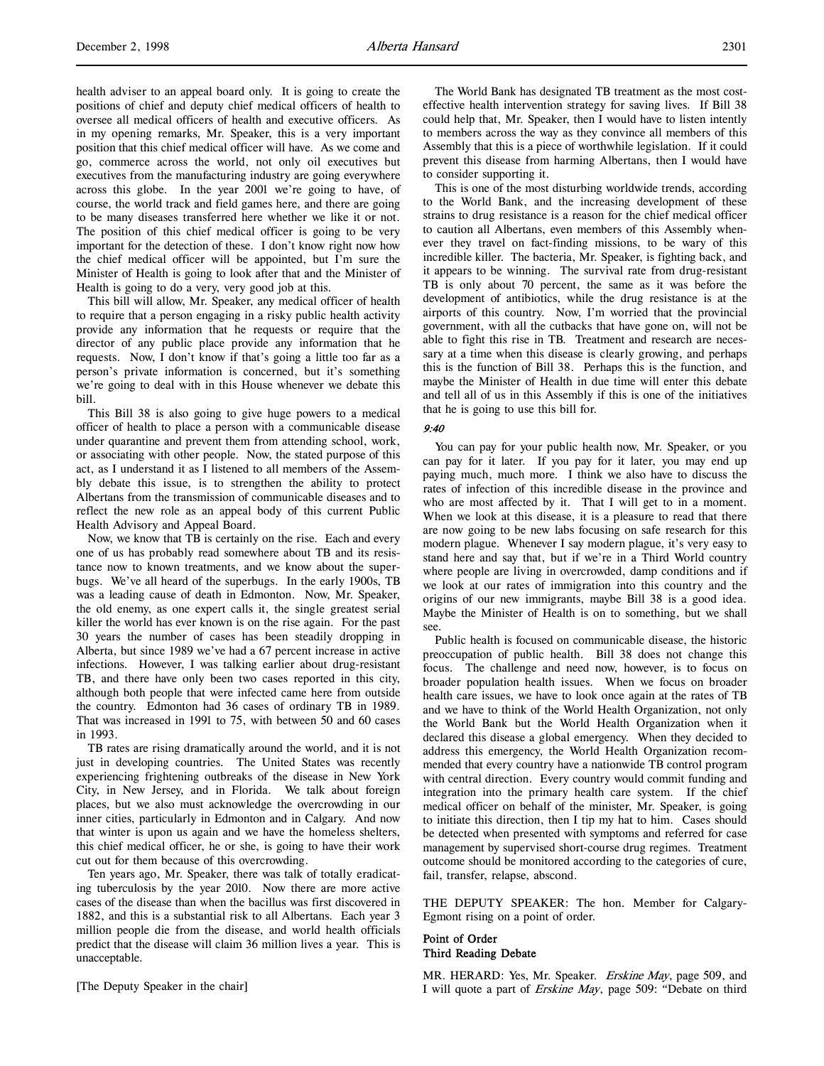health adviser to an appeal board only. It is going to create the positions of chief and deputy chief medical officers of health to oversee all medical officers of health and executive officers. As in my opening remarks, Mr. Speaker, this is a very important position that this chief medical officer will have. As we come and go, commerce across the world, not only oil executives but executives from the manufacturing industry are going everywhere across this globe. In the year 2001 we're going to have, of course, the world track and field games here, and there are going to be many diseases transferred here whether we like it or not. The position of this chief medical officer is going to be very important for the detection of these. I don't know right now how the chief medical officer will be appointed, but I'm sure the Minister of Health is going to look after that and the Minister of Health is going to do a very, very good job at this.

This bill will allow, Mr. Speaker, any medical officer of health to require that a person engaging in a risky public health activity provide any information that he requests or require that the director of any public place provide any information that he requests. Now, I don't know if that's going a little too far as a person's private information is concerned, but it's something we're going to deal with in this House whenever we debate this bill.

This Bill 38 is also going to give huge powers to a medical officer of health to place a person with a communicable disease under quarantine and prevent them from attending school, work, or associating with other people. Now, the stated purpose of this act, as I understand it as I listened to all members of the Assembly debate this issue, is to strengthen the ability to protect Albertans from the transmission of communicable diseases and to reflect the new role as an appeal body of this current Public Health Advisory and Appeal Board.

Now, we know that TB is certainly on the rise. Each and every one of us has probably read somewhere about TB and its resistance now to known treatments, and we know about the superbugs. We've all heard of the superbugs. In the early 1900s, TB was a leading cause of death in Edmonton. Now, Mr. Speaker, the old enemy, as one expert calls it, the single greatest serial killer the world has ever known is on the rise again. For the past 30 years the number of cases has been steadily dropping in Alberta, but since 1989 we've had a 67 percent increase in active infections. However, I was talking earlier about drug-resistant TB, and there have only been two cases reported in this city, although both people that were infected came here from outside the country. Edmonton had 36 cases of ordinary TB in 1989. That was increased in 1991 to 75, with between 50 and 60 cases in 1993.

TB rates are rising dramatically around the world, and it is not just in developing countries. The United States was recently experiencing frightening outbreaks of the disease in New York City, in New Jersey, and in Florida. We talk about foreign places, but we also must acknowledge the overcrowding in our inner cities, particularly in Edmonton and in Calgary. And now that winter is upon us again and we have the homeless shelters, this chief medical officer, he or she, is going to have their work cut out for them because of this overcrowding.

Ten years ago, Mr. Speaker, there was talk of totally eradicating tuberculosis by the year 2010. Now there are more active cases of the disease than when the bacillus was first discovered in 1882, and this is a substantial risk to all Albertans. Each year 3 million people die from the disease, and world health officials predict that the disease will claim 36 million lives a year. This is unacceptable.

[The Deputy Speaker in the chair]

The World Bank has designated TB treatment as the most cost-effective health intervention strategy for saving lives. If Bill 38 could help that, Mr. Speaker, then I would have to listen intently to members across the way as they convince all members of this Assembly that this is a piece of worthwhile legislation. If it could prevent this disease from harming Albertans, then I would have to consider supporting it.

This is one of the most disturbing worldwide trends, according to the World Bank, and the increasing development of these strains to drug resistance is a reason for the chief medical officer to caution all Albertans, even members of this Assembly whenever they travel on fact-finding missions, to be wary of this incredible killer. The bacteria, Mr. Speaker, is fighting back, and it appears to be winning. The survival rate from drug-resistant TB is only about 70 percent, the same as it was before the development of antibiotics, while the drug resistance is at the airports of this country. Now, I'm worried that the provincial government, with all the cutbacks that have gone on, will not be able to fight this rise in TB. Treatment and research are necessary at a time when this disease is clearly growing, and perhaps this is the function of Bill 38. Perhaps this is the function, and maybe the Minister of Health in due time will enter this debate and tell all of us in this Assembly if this is one of the initiatives that he is going to use this bill for.

*9:40*

You can pay for your public health now, Mr. Speaker, or you can pay for it later. If you pay for it later, you may end up paying much, much more. I think we also have to discuss the rates of infection of this incredible disease in the province and who are most affected by it. That I will get to in a moment. When we look at this disease, it is a pleasure to read that there are now going to be new labs focusing on safe research for this modern plague. Whenever I say modern plague, it's very easy to stand here and say that, but if we're in a Third World country where people are living in overcrowded, damp conditions and if we look at our rates of immigration into this country and the origins of our new immigrants, maybe Bill 38 is a good idea. Maybe the Minister of Health is on to something, but we shall see.

Public health is focused on communicable disease, the historic preoccupation of public health. Bill 38 does not change this focus. The challenge and need now, however, is to focus on broader population health issues. When we focus on broader health care issues, we have to look once again at the rates of TB and we have to think of the World Health Organization, not only the World Bank but the World Health Organization when it declared this disease a global emergency. When they decided to address this emergency, the World Health Organization recommended that every country have a nationwide TB control program with central direction. Every country would commit funding and integration into the primary health care system. If the chief medical officer on behalf of the minister, Mr. Speaker, is going to initiate this direction, then I tip my hat to him. Cases should be detected when presented with symptoms and referred for case management by supervised short-course drug regimes. Treatment outcome should be monitored according to the categories of cure, fail, transfer, relapse, abscond.

THE DEPUTY SPEAKER: The hon. Member for Calgary-Egmont rising on a point of order.

**Point of Order**
**Third Reading Debate**

MR. HERARD: Yes, Mr. Speaker. *Erskine May*, page 509, and I will quote a part of *Erskine May*, page 509: "Debate on third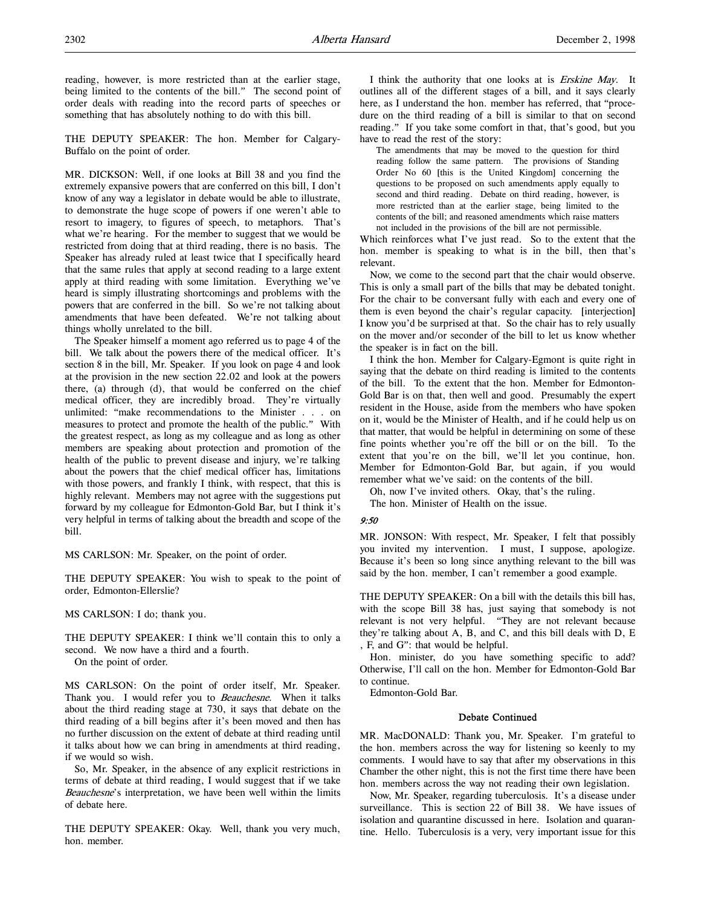reading, however, is more restricted than at the earlier stage, being limited to the contents of the bill." The second point of order deals with reading into the record parts of speeches or something that has absolutely nothing to do with this bill.

THE DEPUTY SPEAKER: The hon. Member for Calgary-Buffalo on the point of order.

MR. DICKSON: Well, if one looks at Bill 38 and you find the extremely expansive powers that are conferred on this bill, I don't know of any way a legislator in debate would be able to illustrate, to demonstrate the huge scope of powers if one weren't able to resort to imagery, to figures of speech, to metaphors. That's what we're hearing. For the member to suggest that we would be restricted from doing that at third reading, there is no basis. The Speaker has already ruled at least twice that I specifically heard that the same rules that apply at second reading to a large extent apply at third reading with some limitation. Everything we've heard is simply illustrating shortcomings and problems with the powers that are conferred in the bill. So we're not talking about amendments that have been defeated. We're not talking about things wholly unrelated to the bill.

The Speaker himself a moment ago referred us to page 4 of the bill. We talk about the powers there of the medical officer. It's section 8 in the bill, Mr. Speaker. If you look on page 4 and look at the provision in the new section 22.02 and look at the powers there, (a) through (d), that would be conferred on the chief medical officer, they are incredibly broad. They're virtually unlimited: "make recommendations to the Minister . . . on measures to protect and promote the health of the public." With the greatest respect, as long as my colleague and as long as other members are speaking about protection and promotion of the health of the public to prevent disease and injury, we're talking about the powers that the chief medical officer has, limitations with those powers, and frankly I think, with respect, that this is highly relevant. Members may not agree with the suggestions put forward by my colleague for Edmonton-Gold Bar, but I think it's very helpful in terms of talking about the breadth and scope of the bill.

MS CARLSON: Mr. Speaker, on the point of order.

THE DEPUTY SPEAKER: You wish to speak to the point of order, Edmonton-Ellerslie?

MS CARLSON: I do; thank you.

THE DEPUTY SPEAKER: I think we'll contain this to only a second. We now have a third and a fourth.

On the point of order.

MS CARLSON: On the point of order itself, Mr. Speaker. Thank you. I would refer you to *Beauchesne*. When it talks about the third reading stage at 730, it says that debate on the third reading of a bill begins after it's been moved and then has no further discussion on the extent of debate at third reading until it talks about how we can bring in amendments at third reading, if we would so wish.

So, Mr. Speaker, in the absence of any explicit restrictions in terms of debate at third reading, I would suggest that if we take *Beauchesne*'s interpretation, we have been well within the limits of debate here.

THE DEPUTY SPEAKER: Okay. Well, thank you very much, hon. member.

I think the authority that one looks at is *Erskine May*. It outlines all of the different stages of a bill, and it says clearly here, as I understand the hon. member has referred, that "procedure on the third reading of a bill is similar to that on second reading." If you take some comfort in that, that's good, but you have to read the rest of the story:

> The amendments that may be moved to the question for third reading follow the same pattern. The provisions of Standing Order No 60 [this is the United Kingdom] concerning the questions to be proposed on such amendments apply equally to second and third reading. Debate on third reading, however, is more restricted than at the earlier stage, being limited to the contents of the bill; and reasoned amendments which raise matters not included in the provisions of the bill are not permissible.

Which reinforces what I've just read. So to the extent that the hon. member is speaking to what is in the bill, then that's relevant.

Now, we come to the second part that the chair would observe. This is only a small part of the bills that may be debated tonight. For the chair to be conversant fully with each and every one of them is even beyond the chair's regular capacity. [interjection] I know you'd be surprised at that. So the chair has to rely usually on the mover and/or seconder of the bill to let us know whether the speaker is in fact on the bill.

I think the hon. Member for Calgary-Egmont is quite right in saying that the debate on third reading is limited to the contents of the bill. To the extent that the hon. Member for Edmonton-Gold Bar is on that, then well and good. Presumably the expert resident in the House, aside from the members who have spoken on it, would be the Minister of Health, and if he could help us on that matter, that would be helpful in determining on some of these fine points whether you're off the bill or on the bill. To the extent that you're on the bill, we'll let you continue, hon. Member for Edmonton-Gold Bar, but again, if you would remember what we've said: on the contents of the bill.

Oh, now I've invited others. Okay, that's the ruling.

The hon. Minister of Health on the issue.

*9:50*

MR. JONSON: With respect, Mr. Speaker, I felt that possibly you invited my intervention. I must, I suppose, apologize. Because it's been so long since anything relevant to the bill was said by the hon. member, I can't remember a good example.

THE DEPUTY SPEAKER: On a bill with the details this bill has, with the scope Bill 38 has, just saying that somebody is not relevant is not very helpful. "They are not relevant because they're talking about A, B, and C, and this bill deals with D, E , F, and G": that would be helpful.

Hon. minister, do you have something specific to add? Otherwise, I'll call on the hon. Member for Edmonton-Gold Bar to continue.

Edmonton-Gold Bar.

### Debate Continued

MR. MacDONALD: Thank you, Mr. Speaker. I'm grateful to the hon. members across the way for listening so keenly to my comments. I would have to say that after my observations in this Chamber the other night, this is not the first time there have been hon. members across the way not reading their own legislation.

Now, Mr. Speaker, regarding tuberculosis. It's a disease under surveillance. This is section 22 of Bill 38. We have issues of isolation and quarantine discussed in here. Isolation and quarantine. Hello. Tuberculosis is a very, very important issue for this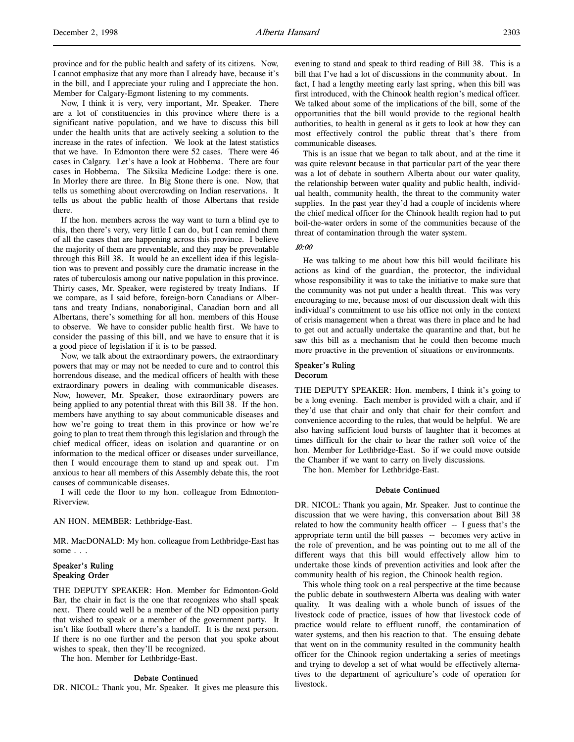province and for the public health and safety of its citizens. Now, I cannot emphasize that any more than I already have, because it's in the bill, and I appreciate your ruling and I appreciate the hon. Member for Calgary-Egmont listening to my comments.

Now, I think it is very, very important, Mr. Speaker. There are a lot of constituencies in this province where there is a significant native population, and we have to discuss this bill under the health units that are actively seeking a solution to the increase in the rates of infection. We look at the latest statistics that we have. In Edmonton there were 52 cases. There were 46 cases in Calgary. Let's have a look at Hobbema. There are four cases in Hobbema. The Siksika Medicine Lodge: there is one. In Morley there are three. In Big Stone there is one. Now, that tells us something about overcrowding on Indian reservations. It tells us about the public health of those Albertans that reside there.

If the hon. members across the way want to turn a blind eye to this, then there's very, very little I can do, but I can remind them of all the cases that are happening across this province. I believe the majority of them are preventable, and they may be preventable through this Bill 38. It would be an excellent idea if this legislation was to prevent and possibly cure the dramatic increase in the rates of tuberculosis among our native population in this province. Thirty cases, Mr. Speaker, were registered by treaty Indians. If we compare, as I said before, foreign-born Canadians or Albertans and treaty Indians, nonaboriginal, Canadian born and all Albertans, there's something for all hon. members of this House to observe. We have to consider public health first. We have to consider the passing of this bill, and we have to ensure that it is a good piece of legislation if it is to be passed.

Now, we talk about the extraordinary powers, the extraordinary powers that may or may not be needed to cure and to control this horrendous disease, and the medical officers of health with these extraordinary powers in dealing with communicable diseases. Now, however, Mr. Speaker, those extraordinary powers are being applied to any potential threat with this Bill 38. If the hon. members have anything to say about communicable diseases and how we're going to treat them in this province or how we're going to plan to treat them through this legislation and through the chief medical officer, ideas on isolation and quarantine or on information to the medical officer or diseases under surveillance, then I would encourage them to stand up and speak out. I'm anxious to hear all members of this Assembly debate this, the root causes of communicable diseases.

I will cede the floor to my hon. colleague from Edmonton-Riverview.

AN HON. MEMBER: Lethbridge-East.

MR. MacDONALD: My hon. colleague from Lethbridge-East has some . . .

### Speaker's Ruling
### Speaking Order

THE DEPUTY SPEAKER: Hon. Member for Edmonton-Gold Bar, the chair in fact is the one that recognizes who shall speak next. There could well be a member of the ND opposition party that wished to speak or a member of the government party. It isn't like football where there's a handoff. It is the next person. If there is no one further and the person that you spoke about wishes to speak, then they'll be recognized.

The hon. Member for Lethbridge-East.

### Debate Continued

DR. NICOL: Thank you, Mr. Speaker. It gives me pleasure this evening to stand and speak to third reading of Bill 38. This is a bill that I've had a lot of discussions in the community about. In fact, I had a lengthy meeting early last spring, when this bill was first introduced, with the Chinook health region's medical officer. We talked about some of the implications of the bill, some of the opportunities that the bill would provide to the regional health authorities, to health in general as it gets to look at how they can most effectively control the public threat that's there from communicable diseases.

This is an issue that we began to talk about, and at the time it was quite relevant because in that particular part of the year there was a lot of debate in southern Alberta about our water quality, the relationship between water quality and public health, individual health, community health, the threat to the community water supplies. In the past year they'd had a couple of incidents where the chief medical officer for the Chinook health region had to put boil-the-water orders in some of the communities because of the threat of contamination through the water system.

*10:00*

He was talking to me about how this bill would facilitate his actions as kind of the guardian, the protector, the individual whose responsibility it was to take the initiative to make sure that the community was not put under a health threat. This was very encouraging to me, because most of our discussion dealt with this individual's commitment to use his office not only in the context of crisis management when a threat was there in place and he had to get out and actually undertake the quarantine and that, but he saw this bill as a mechanism that he could then become much more proactive in the prevention of situations or environments.

### Speaker's Ruling
### Decorum

THE DEPUTY SPEAKER: Hon. members, I think it's going to be a long evening. Each member is provided with a chair, and if they'd use that chair and only that chair for their comfort and convenience according to the rules, that would be helpful. We are also having sufficient loud bursts of laughter that it becomes at times difficult for the chair to hear the rather soft voice of the hon. Member for Lethbridge-East. So if we could move outside the Chamber if we want to carry on lively discussions.

The hon. Member for Lethbridge-East.

### Debate Continued

DR. NICOL: Thank you again, Mr. Speaker. Just to continue the discussion that we were having, this conversation about Bill 38 related to how the community health officer -- I guess that's the appropriate term until the bill passes -- becomes very active in the role of prevention, and he was pointing out to me all of the different ways that this bill would effectively allow him to undertake those kinds of prevention activities and look after the community health of his region, the Chinook health region.

This whole thing took on a real perspective at the time because the public debate in southwestern Alberta was dealing with water quality. It was dealing with a whole bunch of issues of the livestock code of practice, issues of how that livestock code of practice would relate to effluent runoff, the contamination of water systems, and then his reaction to that. The ensuing debate that went on in the community resulted in the community health officer for the Chinook region undertaking a series of meetings and trying to develop a set of what would be effectively alternatives to the department of agriculture's code of operation for livestock.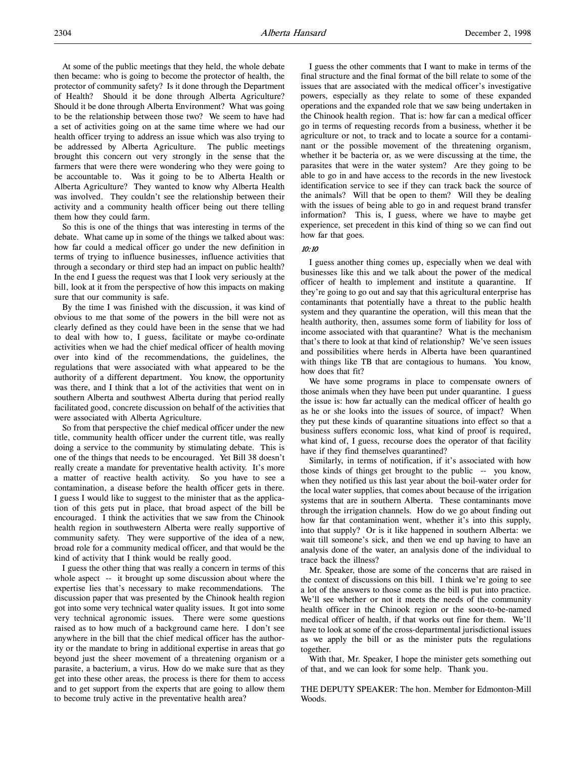At some of the public meetings that they held, the whole debate then became: who is going to become the protector of health, the protector of community safety? Is it done through the Department of Health? Should it be done through Alberta Agriculture? Should it be done through Alberta Environment? What was going to be the relationship between those two? We seem to have had a set of activities going on at the same time where we had our health officer trying to address an issue which was also trying to be addressed by Alberta Agriculture. The public meetings brought this concern out very strongly in the sense that the farmers that were there were wondering who they were going to be accountable to. Was it going to be to Alberta Health or Alberta Agriculture? They wanted to know why Alberta Health was involved. They couldn't see the relationship between their activity and a community health officer being out there telling them how they could farm.

So this is one of the things that was interesting in terms of the debate. What came up in some of the things we talked about was: how far could a medical officer go under the new definition in terms of trying to influence businesses, influence activities that through a secondary or third step had an impact on public health? In the end I guess the request was that I look very seriously at the bill, look at it from the perspective of how this impacts on making sure that our community is safe.

By the time I was finished with the discussion, it was kind of obvious to me that some of the powers in the bill were not as clearly defined as they could have been in the sense that we had to deal with how to, I guess, facilitate or maybe co-ordinate activities when we had the chief medical officer of health moving over into kind of the recommendations, the guidelines, the regulations that were associated with what appeared to be the authority of a different department. You know, the opportunity was there, and I think that a lot of the activities that went on in southern Alberta and southwest Alberta during that period really facilitated good, concrete discussion on behalf of the activities that were associated with Alberta Agriculture.

So from that perspective the chief medical officer under the new title, community health officer under the current title, was really doing a service to the community by stimulating debate. This is one of the things that needs to be encouraged. Yet Bill 38 doesn't really create a mandate for preventative health activity. It's more a matter of reactive health activity. So you have to see a contamination, a disease before the health officer gets in there. I guess I would like to suggest to the minister that as the application of this gets put in place, that broad aspect of the bill be encouraged. I think the activities that we saw from the Chinook health region in southwestern Alberta were really supportive of community safety. They were supportive of the idea of a new, broad role for a community medical officer, and that would be the kind of activity that I think would be really good.

I guess the other thing that was really a concern in terms of this whole aspect -- it brought up some discussion about where the expertise lies that's necessary to make recommendations. The discussion paper that was presented by the Chinook health region got into some very technical water quality issues. It got into some very technical agronomic issues. There were some questions raised as to how much of a background came here. I don't see anywhere in the bill that the chief medical officer has the authority or the mandate to bring in additional expertise in areas that go beyond just the sheer movement of a threatening organism or a parasite, a bacterium, a virus. How do we make sure that as they get into these other areas, the process is there for them to access and to get support from the experts that are going to allow them to become truly active in the preventative health area?

I guess the other comments that I want to make in terms of the final structure and the final format of the bill relate to some of the issues that are associated with the medical officer's investigative powers, especially as they relate to some of these expanded operations and the expanded role that we saw being undertaken in the Chinook health region. That is: how far can a medical officer go in terms of requesting records from a business, whether it be agriculture or not, to track and to locate a source for a contaminant or the possible movement of the threatening organism, whether it be bacteria or, as we were discussing at the time, the parasites that were in the water system? Are they going to be able to go in and have access to the records in the new livestock identification service to see if they can track back the source of the animals? Will that be open to them? Will they be dealing with the issues of being able to go in and request brand transfer information? This is, I guess, where we have to maybe get experience, set precedent in this kind of thing so we can find out how far that goes.

*10:10*

I guess another thing comes up, especially when we deal with businesses like this and we talk about the power of the medical officer of health to implement and institute a quarantine. If they're going to go out and say that this agricultural enterprise has contaminants that potentially have a threat to the public health system and they quarantine the operation, will this mean that the health authority, then, assumes some form of liability for loss of income associated with that quarantine? What is the mechanism that's there to look at that kind of relationship? We've seen issues and possibilities where herds in Alberta have been quarantined with things like TB that are contagious to humans. You know, how does that fit?

We have some programs in place to compensate owners of those animals when they have been put under quarantine. I guess the issue is: how far actually can the medical officer of health go as he or she looks into the issues of source, of impact? When they put these kinds of quarantine situations into effect so that a business suffers economic loss, what kind of proof is required, what kind of, I guess, recourse does the operator of that facility have if they find themselves quarantined?

Similarly, in terms of notification, if it's associated with how those kinds of things get brought to the public -- you know, when they notified us this last year about the boil-water order for the local water supplies, that comes about because of the irrigation systems that are in southern Alberta. These contaminants move through the irrigation channels. How do we go about finding out how far that contamination went, whether it's into this supply, into that supply? Or is it like happened in southern Alberta: we wait till someone's sick, and then we end up having to have an analysis done of the water, an analysis done of the individual to trace back the illness?

Mr. Speaker, those are some of the concerns that are raised in the context of discussions on this bill. I think we're going to see a lot of the answers to those come as the bill is put into practice. We'll see whether or not it meets the needs of the community health officer in the Chinook region or the soon-to-be-named medical officer of health, if that works out fine for them. We'll have to look at some of the cross-departmental jurisdictional issues as we apply the bill or as the minister puts the regulations together.

With that, Mr. Speaker, I hope the minister gets something out of that, and we can look for some help. Thank you.

THE DEPUTY SPEAKER: The hon. Member for Edmonton-Mill Woods.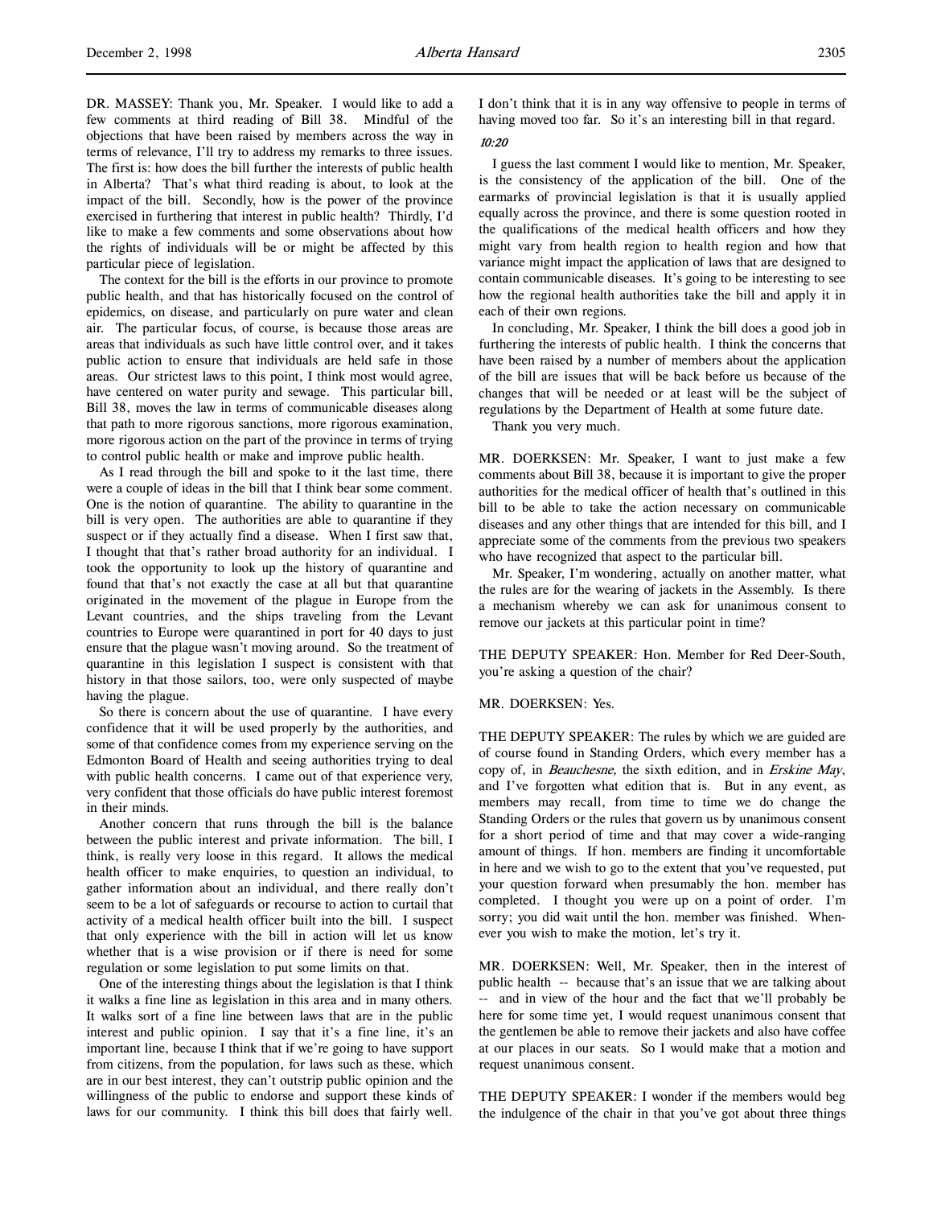DR. MASSEY: Thank you, Mr. Speaker. I would like to add a few comments at third reading of Bill 38. Mindful of the objections that have been raised by members across the way in terms of relevance, I'll try to address my remarks to three issues. The first is: how does the bill further the interests of public health in Alberta? That's what third reading is about, to look at the impact of the bill. Secondly, how is the power of the province exercised in furthering that interest in public health? Thirdly, I'd like to make a few comments and some observations about how the rights of individuals will be or might be affected by this particular piece of legislation.

The context for the bill is the efforts in our province to promote public health, and that has historically focused on the control of epidemics, on disease, and particularly on pure water and clean air. The particular focus, of course, is because those areas are areas that individuals as such have little control over, and it takes public action to ensure that individuals are held safe in those areas. Our strictest laws to this point, I think most would agree, have centered on water purity and sewage. This particular bill, Bill 38, moves the law in terms of communicable diseases along that path to more rigorous sanctions, more rigorous examination, more rigorous action on the part of the province in terms of trying to control public health or make and improve public health.

As I read through the bill and spoke to it the last time, there were a couple of ideas in the bill that I think bear some comment. One is the notion of quarantine. The ability to quarantine in the bill is very open. The authorities are able to quarantine if they suspect or if they actually find a disease. When I first saw that, I thought that that's rather broad authority for an individual. I took the opportunity to look up the history of quarantine and found that that's not exactly the case at all but that quarantine originated in the movement of the plague in Europe from the Levant countries, and the ships traveling from the Levant countries to Europe were quarantined in port for 40 days to just ensure that the plague wasn't moving around. So the treatment of quarantine in this legislation I suspect is consistent with that history in that those sailors, too, were only suspected of maybe having the plague.

So there is concern about the use of quarantine. I have every confidence that it will be used properly by the authorities, and some of that confidence comes from my experience serving on the Edmonton Board of Health and seeing authorities trying to deal with public health concerns. I came out of that experience very, very confident that those officials do have public interest foremost in their minds.

Another concern that runs through the bill is the balance between the public interest and private information. The bill, I think, is really very loose in this regard. It allows the medical health officer to make enquiries, to question an individual, to gather information about an individual, and there really don't seem to be a lot of safeguards or recourse to action to curtail that activity of a medical health officer built into the bill. I suspect that only experience with the bill in action will let us know whether that is a wise provision or if there is need for some regulation or some legislation to put some limits on that.

One of the interesting things about the legislation is that I think it walks a fine line as legislation in this area and in many others. It walks sort of a fine line between laws that are in the public interest and public opinion. I say that it's a fine line, it's an important line, because I think that if we're going to have support from citizens, from the population, for laws such as these, which are in our best interest, they can't outstrip public opinion and the willingness of the public to endorse and support these kinds of laws for our community. I think this bill does that fairly well. I don't think that it is in any way offensive to people in terms of having moved too far. So it's an interesting bill in that regard.

*10:20*

I guess the last comment I would like to mention, Mr. Speaker, is the consistency of the application of the bill. One of the earmarks of provincial legislation is that it is usually applied equally across the province, and there is some question rooted in the qualifications of the medical health officers and how they might vary from health region to health region and how that variance might impact the application of laws that are designed to contain communicable diseases. It's going to be interesting to see how the regional health authorities take the bill and apply it in each of their own regions.

In concluding, Mr. Speaker, I think the bill does a good job in furthering the interests of public health. I think the concerns that have been raised by a number of members about the application of the bill are issues that will be back before us because of the changes that will be needed or at least will be the subject of regulations by the Department of Health at some future date.

Thank you very much.

MR. DOERKSEN: Mr. Speaker, I want to just make a few comments about Bill 38, because it is important to give the proper authorities for the medical officer of health that's outlined in this bill to be able to take the action necessary on communicable diseases and any other things that are intended for this bill, and I appreciate some of the comments from the previous two speakers who have recognized that aspect to the particular bill.

Mr. Speaker, I'm wondering, actually on another matter, what the rules are for the wearing of jackets in the Assembly. Is there a mechanism whereby we can ask for unanimous consent to remove our jackets at this particular point in time?

THE DEPUTY SPEAKER: Hon. Member for Red Deer-South, you're asking a question of the chair?

MR. DOERKSEN: Yes.

THE DEPUTY SPEAKER: The rules by which we are guided are of course found in Standing Orders, which every member has a copy of, in *Beauchesne,* the sixth edition, and in *Erskine May*, and I've forgotten what edition that is. But in any event, as members may recall, from time to time we do change the Standing Orders or the rules that govern us by unanimous consent for a short period of time and that may cover a wide-ranging amount of things. If hon. members are finding it uncomfortable in here and we wish to go to the extent that you've requested, put your question forward when presumably the hon. member has completed. I thought you were up on a point of order. I'm sorry; you did wait until the hon. member was finished. Whenever you wish to make the motion, let's try it.

MR. DOERKSEN: Well, Mr. Speaker, then in the interest of public health -- because that's an issue that we are talking about -- and in view of the hour and the fact that we'll probably be here for some time yet, I would request unanimous consent that the gentlemen be able to remove their jackets and also have coffee at our places in our seats. So I would make that a motion and request unanimous consent.

THE DEPUTY SPEAKER: I wonder if the members would beg the indulgence of the chair in that you've got about three things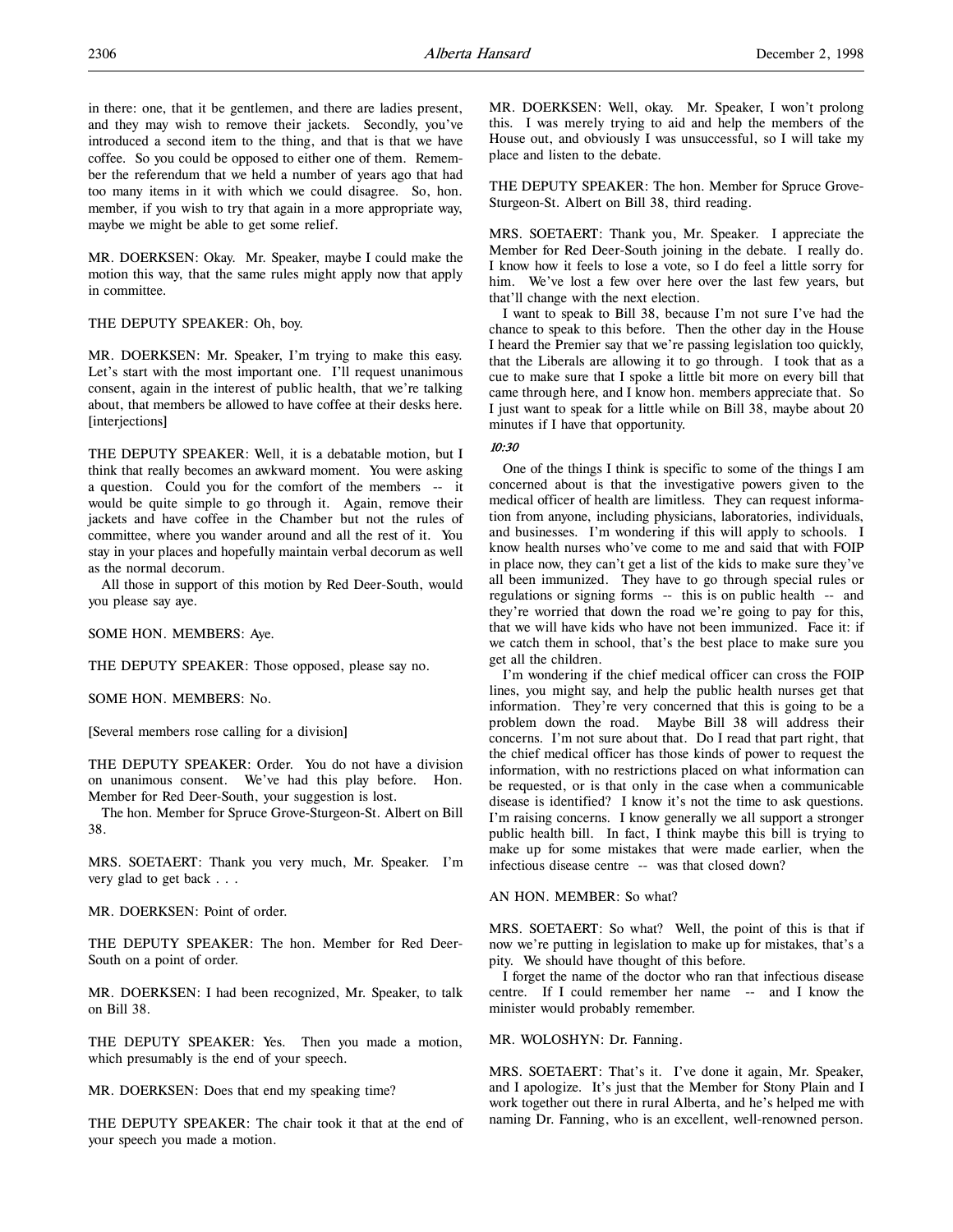in there: one, that it be gentlemen, and there are ladies present, and they may wish to remove their jackets. Secondly, you've introduced a second item to the thing, and that is that we have coffee. So you could be opposed to either one of them. Remember the referendum that we held a number of years ago that had too many items in it with which we could disagree. So, hon. member, if you wish to try that again in a more appropriate way, maybe we might be able to get some relief.

MR. DOERKSEN: Okay. Mr. Speaker, maybe I could make the motion this way, that the same rules might apply now that apply in committee.

THE DEPUTY SPEAKER: Oh, boy.

MR. DOERKSEN: Mr. Speaker, I'm trying to make this easy. Let's start with the most important one. I'll request unanimous consent, again in the interest of public health, that we're talking about, that members be allowed to have coffee at their desks here. [interjections]

THE DEPUTY SPEAKER: Well, it is a debatable motion, but I think that really becomes an awkward moment. You were asking a question. Could you for the comfort of the members -- it would be quite simple to go through it. Again, remove their jackets and have coffee in the Chamber but not the rules of committee, where you wander around and all the rest of it. You stay in your places and hopefully maintain verbal decorum as well as the normal decorum.

All those in support of this motion by Red Deer-South, would you please say aye.

SOME HON. MEMBERS: Aye.

THE DEPUTY SPEAKER: Those opposed, please say no.

SOME HON. MEMBERS: No.

[Several members rose calling for a division]

THE DEPUTY SPEAKER: Order. You do not have a division on unanimous consent. We've had this play before. Hon. Member for Red Deer-South, your suggestion is lost.

The hon. Member for Spruce Grove-Sturgeon-St. Albert on Bill 38.

MRS. SOETAERT: Thank you very much, Mr. Speaker. I'm very glad to get back . . .

MR. DOERKSEN: Point of order.

THE DEPUTY SPEAKER: The hon. Member for Red Deer-South on a point of order.

MR. DOERKSEN: I had been recognized, Mr. Speaker, to talk on Bill 38.

THE DEPUTY SPEAKER: Yes. Then you made a motion, which presumably is the end of your speech.

MR. DOERKSEN: Does that end my speaking time?

THE DEPUTY SPEAKER: The chair took it that at the end of your speech you made a motion.

MR. DOERKSEN: Well, okay. Mr. Speaker, I won't prolong this. I was merely trying to aid and help the members of the House out, and obviously I was unsuccessful, so I will take my place and listen to the debate.

THE DEPUTY SPEAKER: The hon. Member for Spruce Grove-Sturgeon-St. Albert on Bill 38, third reading.

MRS. SOETAERT: Thank you, Mr. Speaker. I appreciate the Member for Red Deer-South joining in the debate. I really do. I know how it feels to lose a vote, so I do feel a little sorry for him. We've lost a few over here over the last few years, but that'll change with the next election.

I want to speak to Bill 38, because I'm not sure I've had the chance to speak to this before. Then the other day in the House I heard the Premier say that we're passing legislation too quickly, that the Liberals are allowing it to go through. I took that as a cue to make sure that I spoke a little bit more on every bill that came through here, and I know hon. members appreciate that. So I just want to speak for a little while on Bill 38, maybe about 20 minutes if I have that opportunity.

*10:30*

One of the things I think is specific to some of the things I am concerned about is that the investigative powers given to the medical officer of health are limitless. They can request information from anyone, including physicians, laboratories, individuals, and businesses. I'm wondering if this will apply to schools. I know health nurses who've come to me and said that with FOIP in place now, they can't get a list of the kids to make sure they've all been immunized. They have to go through special rules or regulations or signing forms -- this is on public health -- and they're worried that down the road we're going to pay for this, that we will have kids who have not been immunized. Face it: if we catch them in school, that's the best place to make sure you get all the children.

I'm wondering if the chief medical officer can cross the FOIP lines, you might say, and help the public health nurses get that information. They're very concerned that this is going to be a problem down the road. Maybe Bill 38 will address their concerns. I'm not sure about that. Do I read that part right, that the chief medical officer has those kinds of power to request the information, with no restrictions placed on what information can be requested, or is that only in the case when a communicable disease is identified? I know it's not the time to ask questions. I'm raising concerns. I know generally we all support a stronger public health bill. In fact, I think maybe this bill is trying to make up for some mistakes that were made earlier, when the infectious disease centre -- was that closed down?

AN HON. MEMBER: So what?

MRS. SOETAERT: So what? Well, the point of this is that if now we're putting in legislation to make up for mistakes, that's a pity. We should have thought of this before.

I forget the name of the doctor who ran that infectious disease centre. If I could remember her name -- and I know the minister would probably remember.

MR. WOLOSHYN: Dr. Fanning.

MRS. SOETAERT: That's it. I've done it again, Mr. Speaker, and I apologize. It's just that the Member for Stony Plain and I work together out there in rural Alberta, and he's helped me with naming Dr. Fanning, who is an excellent, well-renowned person.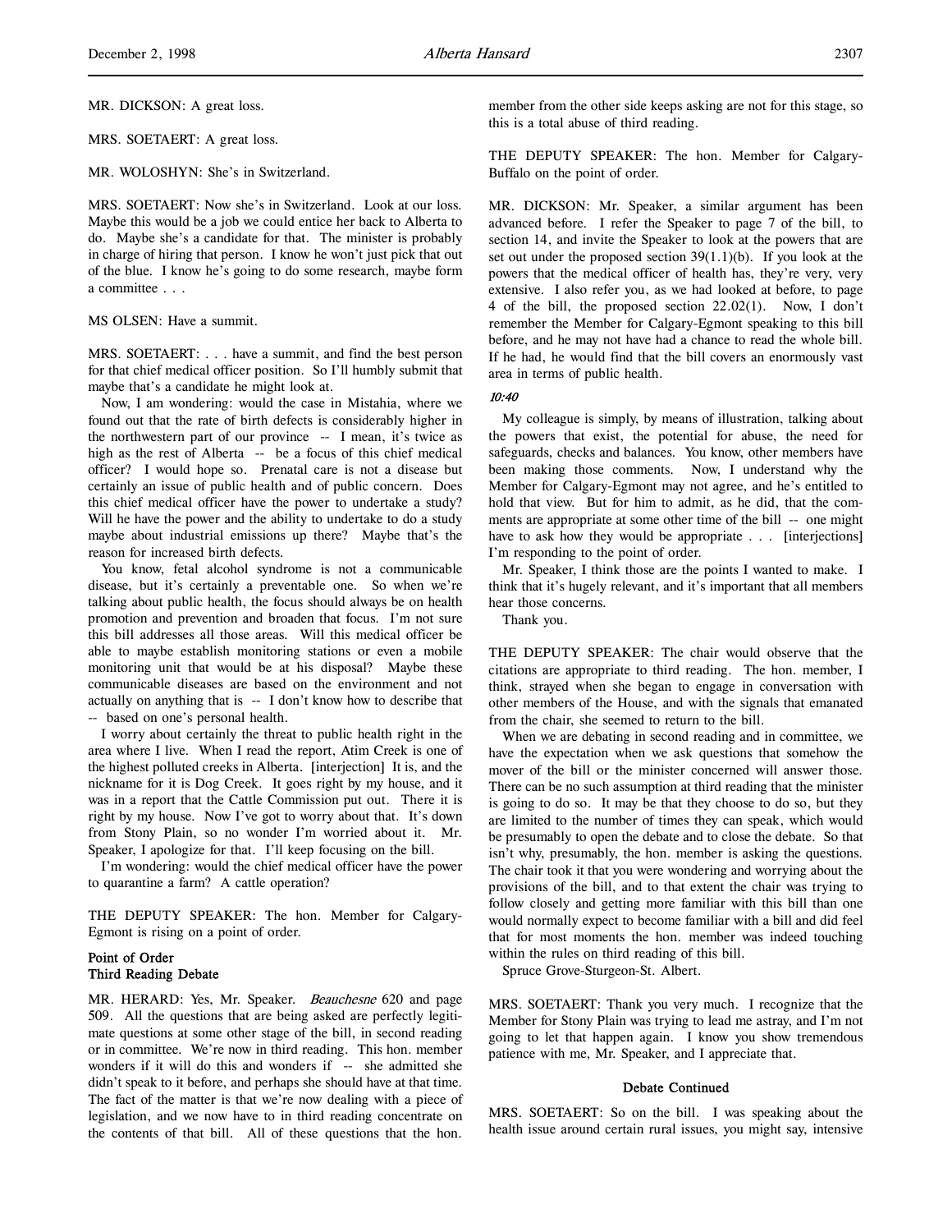MR. DICKSON: A great loss.

MRS. SOETAERT: A great loss.

MR. WOLOSHYN: She's in Switzerland.

MRS. SOETAERT: Now she's in Switzerland. Look at our loss. Maybe this would be a job we could entice her back to Alberta to do. Maybe she's a candidate for that. The minister is probably in charge of hiring that person. I know he won't just pick that out of the blue. I know he's going to do some research, maybe form a committee . . .

MS OLSEN: Have a summit.

MRS. SOETAERT: . . . have a summit, and find the best person for that chief medical officer position. So I'll humbly submit that maybe that's a candidate he might look at.

Now, I am wondering: would the case in Mistahia, where we found out that the rate of birth defects is considerably higher in the northwestern part of our province -- I mean, it's twice as high as the rest of Alberta -- be a focus of this chief medical officer? I would hope so. Prenatal care is not a disease but certainly an issue of public health and of public concern. Does this chief medical officer have the power to undertake a study? Will he have the power and the ability to undertake to do a study maybe about industrial emissions up there? Maybe that's the reason for increased birth defects.

You know, fetal alcohol syndrome is not a communicable disease, but it's certainly a preventable one. So when we're talking about public health, the focus should always be on health promotion and prevention and broaden that focus. I'm not sure this bill addresses all those areas. Will this medical officer be able to maybe establish monitoring stations or even a mobile monitoring unit that would be at his disposal? Maybe these communicable diseases are based on the environment and not actually on anything that is -- I don't know how to describe that -- based on one's personal health.

I worry about certainly the threat to public health right in the area where I live. When I read the report, Atim Creek is one of the highest polluted creeks in Alberta. [interjection] It is, and the nickname for it is Dog Creek. It goes right by my house, and it was in a report that the Cattle Commission put out. There it is right by my house. Now I've got to worry about that. It's down from Stony Plain, so no wonder I'm worried about it. Mr. Speaker, I apologize for that. I'll keep focusing on the bill.

I'm wondering: would the chief medical officer have the power to quarantine a farm? A cattle operation?

THE DEPUTY SPEAKER: The hon. Member for Calgary-Egmont is rising on a point of order.

### Point of Order
### Third Reading Debate

MR. HERARD: Yes, Mr. Speaker. *Beauchesne* 620 and page 509. All the questions that are being asked are perfectly legitimate questions at some other stage of the bill, in second reading or in committee. We're now in third reading. This hon. member wonders if it will do this and wonders if -- she admitted she didn't speak to it before, and perhaps she should have at that time. The fact of the matter is that we're now dealing with a piece of legislation, and we now have to in third reading concentrate on the contents of that bill. All of these questions that the hon. member from the other side keeps asking are not for this stage, so this is a total abuse of third reading.

THE DEPUTY SPEAKER: The hon. Member for Calgary-Buffalo on the point of order.

MR. DICKSON: Mr. Speaker, a similar argument has been advanced before. I refer the Speaker to page 7 of the bill, to section 14, and invite the Speaker to look at the powers that are set out under the proposed section 39(1.1)(b). If you look at the powers that the medical officer of health has, they're very, very extensive. I also refer you, as we had looked at before, to page 4 of the bill, the proposed section 22.02(1). Now, I don't remember the Member for Calgary-Egmont speaking to this bill before, and he may not have had a chance to read the whole bill. If he had, he would find that the bill covers an enormously vast area in terms of public health.

*10:40*

My colleague is simply, by means of illustration, talking about the powers that exist, the potential for abuse, the need for safeguards, checks and balances. You know, other members have been making those comments. Now, I understand why the Member for Calgary-Egmont may not agree, and he's entitled to hold that view. But for him to admit, as he did, that the comments are appropriate at some other time of the bill -- one might have to ask how they would be appropriate . . . [interjections] I'm responding to the point of order.

Mr. Speaker, I think those are the points I wanted to make. I think that it's hugely relevant, and it's important that all members hear those concerns.

Thank you.

THE DEPUTY SPEAKER: The chair would observe that the citations are appropriate to third reading. The hon. member, I think, strayed when she began to engage in conversation with other members of the House, and with the signals that emanated from the chair, she seemed to return to the bill.

When we are debating in second reading and in committee, we have the expectation when we ask questions that somehow the mover of the bill or the minister concerned will answer those. There can be no such assumption at third reading that the minister is going to do so. It may be that they choose to do so, but they are limited to the number of times they can speak, which would be presumably to open the debate and to close the debate. So that isn't why, presumably, the hon. member is asking the questions. The chair took it that you were wondering and worrying about the provisions of the bill, and to that extent the chair was trying to follow closely and getting more familiar with this bill than one would normally expect to become familiar with a bill and did feel that for most moments the hon. member was indeed touching within the rules on third reading of this bill.

Spruce Grove-Sturgeon-St. Albert.

MRS. SOETAERT: Thank you very much. I recognize that the Member for Stony Plain was trying to lead me astray, and I'm not going to let that happen again. I know you show tremendous patience with me, Mr. Speaker, and I appreciate that.

### Debate Continued

MRS. SOETAERT: So on the bill. I was speaking about the health issue around certain rural issues, you might say, intensive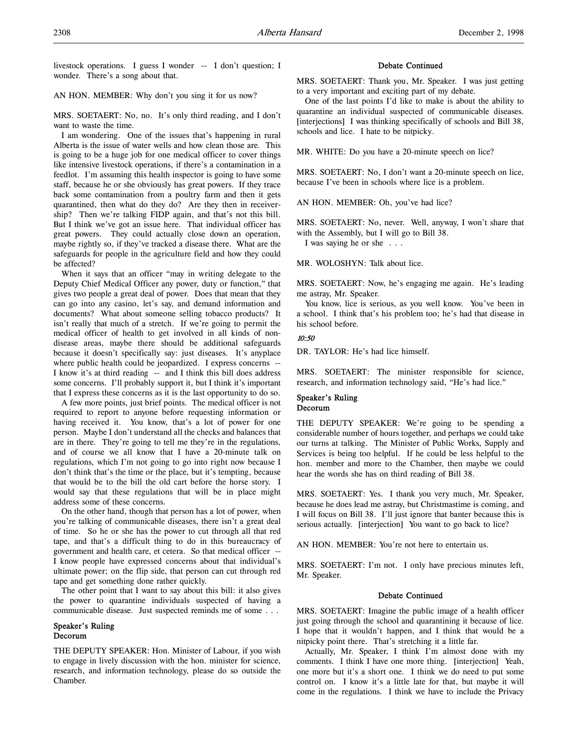livestock operations. I guess I wonder -- I don't question; I wonder. There's a song about that.

AN HON. MEMBER: Why don't you sing it for us now?

MRS. SOETAERT: No, no. It's only third reading, and I don't want to waste the time.

I am wondering. One of the issues that's happening in rural Alberta is the issue of water wells and how clean those are. This is going to be a huge job for one medical officer to cover things like intensive livestock operations, if there's a contamination in a feedlot. I'm assuming this health inspector is going to have some staff, because he or she obviously has great powers. If they trace back some contamination from a poultry farm and then it gets quarantined, then what do they do? Are they then in receivership? Then we're talking FIDP again, and that's not this bill. But I think we've got an issue here. That individual officer has great powers. They could actually close down an operation, maybe rightly so, if they've tracked a disease there. What are the safeguards for people in the agriculture field and how they could be affected?

When it says that an officer "may in writing delegate to the Deputy Chief Medical Officer any power, duty or function," that gives two people a great deal of power. Does that mean that they can go into any casino, let's say, and demand information and documents? What about someone selling tobacco products? It isn't really that much of a stretch. If we're going to permit the medical officer of health to get involved in all kinds of non-disease areas, maybe there should be additional safeguards because it doesn't specifically say: just diseases. It's anyplace where public health could be jeopardized. I express concerns -- I know it's at third reading -- and I think this bill does address some concerns. I'll probably support it, but I think it's important that I express these concerns as it is the last opportunity to do so.

A few more points, just brief points. The medical officer is not required to report to anyone before requesting information or having received it. You know, that's a lot of power for one person. Maybe I don't understand all the checks and balances that are in there. They're going to tell me they're in the regulations, and of course we all know that I have a 20-minute talk on regulations, which I'm not going to go into right now because I don't think that's the time or the place, but it's tempting, because that would be to the bill the old cart before the horse story. I would say that these regulations that will be in place might address some of these concerns.

On the other hand, though that person has a lot of power, when you're talking of communicable diseases, there isn't a great deal of time. So he or she has the power to cut through all that red tape, and that's a difficult thing to do in this bureaucracy of government and health care, et cetera. So that medical officer -- I know people have expressed concerns about that individual's ultimate power; on the flip side, that person can cut through red tape and get something done rather quickly.

The other point that I want to say about this bill: it also gives the power to quarantine individuals suspected of having a communicable disease. Just suspected reminds me of some . . .

### Speaker's Ruling
### Decorum

THE DEPUTY SPEAKER: Hon. Minister of Labour, if you wish to engage in lively discussion with the hon. minister for science, research, and information technology, please do so outside the Chamber.

### Debate Continued

MRS. SOETAERT: Thank you, Mr. Speaker. I was just getting to a very important and exciting part of my debate.

One of the last points I'd like to make is about the ability to quarantine an individual suspected of communicable diseases. [interjections] I was thinking specifically of schools and Bill 38, schools and lice. I hate to be nitpicky.

MR. WHITE: Do you have a 20-minute speech on lice?

MRS. SOETAERT: No, I don't want a 20-minute speech on lice, because I've been in schools where lice is a problem.

AN HON. MEMBER: Oh, you've had lice?

MRS. SOETAERT: No, never. Well, anyway, I won't share that with the Assembly, but I will go to Bill 38.

I was saying he or she . . .

MR. WOLOSHYN: Talk about lice.

MRS. SOETAERT: Now, he's engaging me again. He's leading me astray, Mr. Speaker.

You know, lice is serious, as you well know. You've been in a school. I think that's his problem too; he's had that disease in his school before.

*10:50*

DR. TAYLOR: He's had lice himself.

MRS. SOETAERT: The minister responsible for science, research, and information technology said, "He's had lice."

### Speaker's Ruling
### Decorum

THE DEPUTY SPEAKER: We're going to be spending a considerable number of hours together, and perhaps we could take our turns at talking. The Minister of Public Works, Supply and Services is being too helpful. If he could be less helpful to the hon. member and more to the Chamber, then maybe we could hear the words she has on third reading of Bill 38.

MRS. SOETAERT: Yes. I thank you very much, Mr. Speaker, because he does lead me astray, but Christmastime is coming, and I will focus on Bill 38. I'll just ignore that banter because this is serious actually. [interjection] You want to go back to lice?

AN HON. MEMBER: You're not here to entertain us.

MRS. SOETAERT: I'm not. I only have precious minutes left, Mr. Speaker.

### Debate Continued

MRS. SOETAERT: Imagine the public image of a health officer just going through the school and quarantining it because of lice. I hope that it wouldn't happen, and I think that would be a nitpicky point there. That's stretching it a little far.

Actually, Mr. Speaker, I think I'm almost done with my comments. I think I have one more thing. [interjection] Yeah, one more but it's a short one. I think we do need to put some control on. I know it's a little late for that, but maybe it will come in the regulations. I think we have to include the Privacy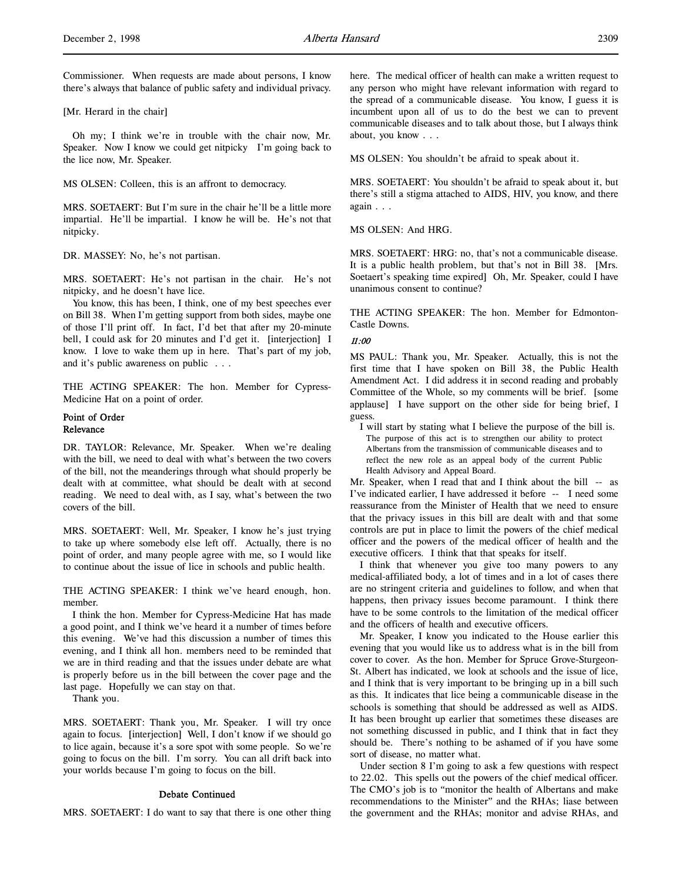Commissioner. When requests are made about persons, I know there's always that balance of public safety and individual privacy.

[Mr. Herard in the chair]

Oh my; I think we're in trouble with the chair now, Mr. Speaker. Now I know we could get nitpicky I'm going back to the lice now, Mr. Speaker.

MS OLSEN: Colleen, this is an affront to democracy.

MRS. SOETAERT: But I'm sure in the chair he'll be a little more impartial. He'll be impartial. I know he will be. He's not that nitpicky.

DR. MASSEY: No, he's not partisan.

MRS. SOETAERT: He's not partisan in the chair. He's not nitpicky, and he doesn't have lice.

You know, this has been, I think, one of my best speeches ever on Bill 38. When I'm getting support from both sides, maybe one of those I'll print off. In fact, I'd bet that after my 20-minute bell, I could ask for 20 minutes and I'd get it. [interjection] I know. I love to wake them up in here. That's part of my job, and it's public awareness on public . . .

THE ACTING SPEAKER: The hon. Member for Cypress-Medicine Hat on a point of order.

### Point of Order
### Relevance

DR. TAYLOR: Relevance, Mr. Speaker. When we're dealing with the bill, we need to deal with what's between the two covers of the bill, not the meanderings through what should properly be dealt with at committee, what should be dealt with at second reading. We need to deal with, as I say, what's between the two covers of the bill.

MRS. SOETAERT: Well, Mr. Speaker, I know he's just trying to take up where somebody else left off. Actually, there is no point of order, and many people agree with me, so I would like to continue about the issue of lice in schools and public health.

THE ACTING SPEAKER: I think we've heard enough, hon. member.

I think the hon. Member for Cypress-Medicine Hat has made a good point, and I think we've heard it a number of times before this evening. We've had this discussion a number of times this evening, and I think all hon. members need to be reminded that we are in third reading and that the issues under debate are what is properly before us in the bill between the cover page and the last page. Hopefully we can stay on that.

Thank you.

MRS. SOETAERT: Thank you, Mr. Speaker. I will try once again to focus. [interjection] Well, I don't know if we should go to lice again, because it's a sore spot with some people. So we're going to focus on the bill. I'm sorry. You can all drift back into your worlds because I'm going to focus on the bill.

### Debate Continued

MRS. SOETAERT: I do want to say that there is one other thing here. The medical officer of health can make a written request to any person who might have relevant information with regard to the spread of a communicable disease. You know, I guess it is incumbent upon all of us to do the best we can to prevent communicable diseases and to talk about those, but I always think about, you know . . .

MS OLSEN: You shouldn't be afraid to speak about it.

MRS. SOETAERT: You shouldn't be afraid to speak about it, but there's still a stigma attached to AIDS, HIV, you know, and there again . . .

MS OLSEN: And HRG.

MRS. SOETAERT: HRG: no, that's not a communicable disease. It is a public health problem, but that's not in Bill 38. [Mrs. Soetaert's speaking time expired] Oh, Mr. Speaker, could I have unanimous consent to continue?

THE ACTING SPEAKER: The hon. Member for Edmonton-Castle Downs.

*11:00*

MS PAUL: Thank you, Mr. Speaker. Actually, this is not the first time that I have spoken on Bill 38, the Public Health Amendment Act. I did address it in second reading and probably Committee of the Whole, so my comments will be brief. [some applause] I have support on the other side for being brief, I guess.

I will start by stating what I believe the purpose of the bill is.

> The purpose of this act is to strengthen our ability to protect Albertans from the transmission of communicable diseases and to reflect the new role as an appeal body of the current Public Health Advisory and Appeal Board.

Mr. Speaker, when I read that and I think about the bill -- as I've indicated earlier, I have addressed it before -- I need some reassurance from the Minister of Health that we need to ensure that the privacy issues in this bill are dealt with and that some controls are put in place to limit the powers of the chief medical officer and the powers of the medical officer of health and the executive officers. I think that that speaks for itself.

I think that whenever you give too many powers to any medical-affiliated body, a lot of times and in a lot of cases there are no stringent criteria and guidelines to follow, and when that happens, then privacy issues become paramount. I think there have to be some controls to the limitation of the medical officer and the officers of health and executive officers.

Mr. Speaker, I know you indicated to the House earlier this evening that you would like us to address what is in the bill from cover to cover. As the hon. Member for Spruce Grove-Sturgeon-St. Albert has indicated, we look at schools and the issue of lice, and I think that is very important to be bringing up in a bill such as this. It indicates that lice being a communicable disease in the schools is something that should be addressed as well as AIDS. It has been brought up earlier that sometimes these diseases are not something discussed in public, and I think that in fact they should be. There's nothing to be ashamed of if you have some sort of disease, no matter what.

Under section 8 I'm going to ask a few questions with respect to 22.02. This spells out the powers of the chief medical officer. The CMO's job is to "monitor the health of Albertans and make recommendations to the Minister" and the RHAs; liase between the government and the RHAs; monitor and advise RHAs, and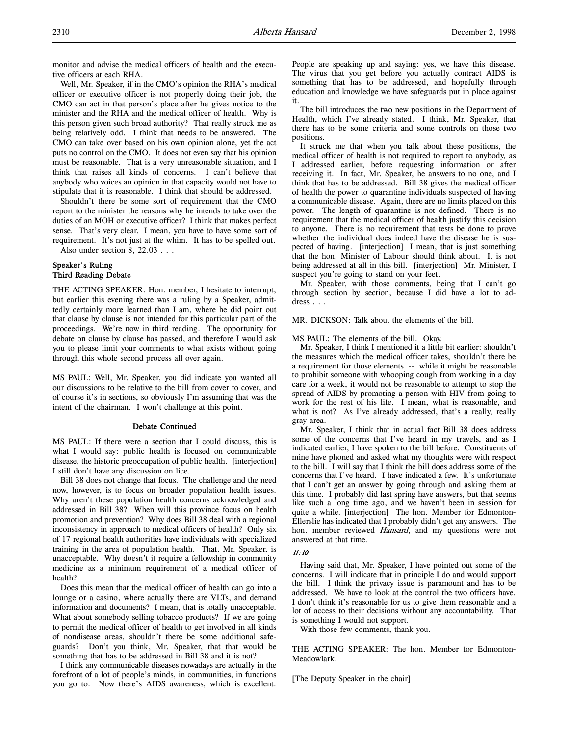monitor and advise the medical officers of health and the executive officers at each RHA.

Well, Mr. Speaker, if in the CMO's opinion the RHA's medical officer or executive officer is not properly doing their job, the CMO can act in that person's place after he gives notice to the minister and the RHA and the medical officer of health. Why is this person given such broad authority? That really struck me as being relatively odd. I think that needs to be answered. The CMO can take over based on his own opinion alone, yet the act puts no control on the CMO. It does not even say that his opinion must be reasonable. That is a very unreasonable situation, and I think that raises all kinds of concerns. I can't believe that anybody who voices an opinion in that capacity would not have to stipulate that it is reasonable. I think that should be addressed.

Shouldn't there be some sort of requirement that the CMO report to the minister the reasons why he intends to take over the duties of an MOH or executive officer? I think that makes perfect sense. That's very clear. I mean, you have to have some sort of requirement. It's not just at the whim. It has to be spelled out.

Also under section 8, 22.03 . . .

### Speaker's Ruling
### Third Reading Debate

THE ACTING SPEAKER: Hon. member, I hesitate to interrupt, but earlier this evening there was a ruling by a Speaker, admittedly certainly more learned than I am, where he did point out that clause by clause is not intended for this particular part of the proceedings. We're now in third reading. The opportunity for debate on clause by clause has passed, and therefore I would ask you to please limit your comments to what exists without going through this whole second process all over again.

MS PAUL: Well, Mr. Speaker, you did indicate you wanted all our discussions to be relative to the bill from cover to cover, and of course it's in sections, so obviously I'm assuming that was the intent of the chairman. I won't challenge at this point.

### Debate Continued

MS PAUL: If there were a section that I could discuss, this is what I would say: public health is focused on communicable disease, the historic preoccupation of public health. [interjection] I still don't have any discussion on lice.

Bill 38 does not change that focus. The challenge and the need now, however, is to focus on broader population health issues. Why aren't these population health concerns acknowledged and addressed in Bill 38? When will this province focus on health promotion and prevention? Why does Bill 38 deal with a regional inconsistency in approach to medical officers of health? Only six of 17 regional health authorities have individuals with specialized training in the area of population health. That, Mr. Speaker, is unacceptable. Why doesn't it require a fellowship in community medicine as a minimum requirement of a medical officer of health?

Does this mean that the medical officer of health can go into a lounge or a casino, where actually there are VLTs, and demand information and documents? I mean, that is totally unacceptable. What about somebody selling tobacco products? If we are going to permit the medical officer of health to get involved in all kinds of nondisease areas, shouldn't there be some additional safeguards? Don't you think, Mr. Speaker, that that would be something that has to be addressed in Bill 38 and it is not?

I think any communicable diseases nowadays are actually in the forefront of a lot of people's minds, in communities, in functions you go to. Now there's AIDS awareness, which is excellent. People are speaking up and saying: yes, we have this disease. The virus that you get before you actually contract AIDS is something that has to be addressed, and hopefully through education and knowledge we have safeguards put in place against it.

The bill introduces the two new positions in the Department of Health, which I've already stated. I think, Mr. Speaker, that there has to be some criteria and some controls on those two positions.

It struck me that when you talk about these positions, the medical officer of health is not required to report to anybody, as I addressed earlier, before requesting information or after receiving it. In fact, Mr. Speaker, he answers to no one, and I think that has to be addressed. Bill 38 gives the medical officer of health the power to quarantine individuals suspected of having a communicable disease. Again, there are no limits placed on this power. The length of quarantine is not defined. There is no requirement that the medical officer of health justify this decision to anyone. There is no requirement that tests be done to prove whether the individual does indeed have the disease he is suspected of having. [interjection] I mean, that is just something that the hon. Minister of Labour should think about. It is not being addressed at all in this bill. [interjection] Mr. Minister, I suspect you're going to stand on your feet.

Mr. Speaker, with those comments, being that I can't go through section by section, because I did have a lot to address . . .

MR. DICKSON: Talk about the elements of the bill.

MS PAUL: The elements of the bill. Okay.

Mr. Speaker, I think I mentioned it a little bit earlier: shouldn't the measures which the medical officer takes, shouldn't there be a requirement for those elements -- while it might be reasonable to prohibit someone with whooping cough from working in a day care for a week, it would not be reasonable to attempt to stop the spread of AIDS by promoting a person with HIV from going to work for the rest of his life. I mean, what is reasonable, and what is not? As I've already addressed, that's a really, really gray area.

Mr. Speaker, I think that in actual fact Bill 38 does address some of the concerns that I've heard in my travels, and as I indicated earlier, I have spoken to the bill before. Constituents of mine have phoned and asked what my thoughts were with respect to the bill. I will say that I think the bill does address some of the concerns that I've heard. I have indicated a few. It's unfortunate that I can't get an answer by going through and asking them at this time. I probably did last spring have answers, but that seems like such a long time ago, and we haven't been in session for quite a while. [interjection] The hon. Member for Edmonton-Ellerslie has indicated that I probably didn't get any answers. The hon. member reviewed *Hansard*, and my questions were not answered at that time.

*11:10*

Having said that, Mr. Speaker, I have pointed out some of the concerns. I will indicate that in principle I do and would support the bill. I think the privacy issue is paramount and has to be addressed. We have to look at the control the two officers have. I don't think it's reasonable for us to give them reasonable and a lot of access to their decisions without any accountability. That is something I would not support.

With those few comments, thank you.

THE ACTING SPEAKER: The hon. Member for Edmonton-Meadowlark.

[The Deputy Speaker in the chair]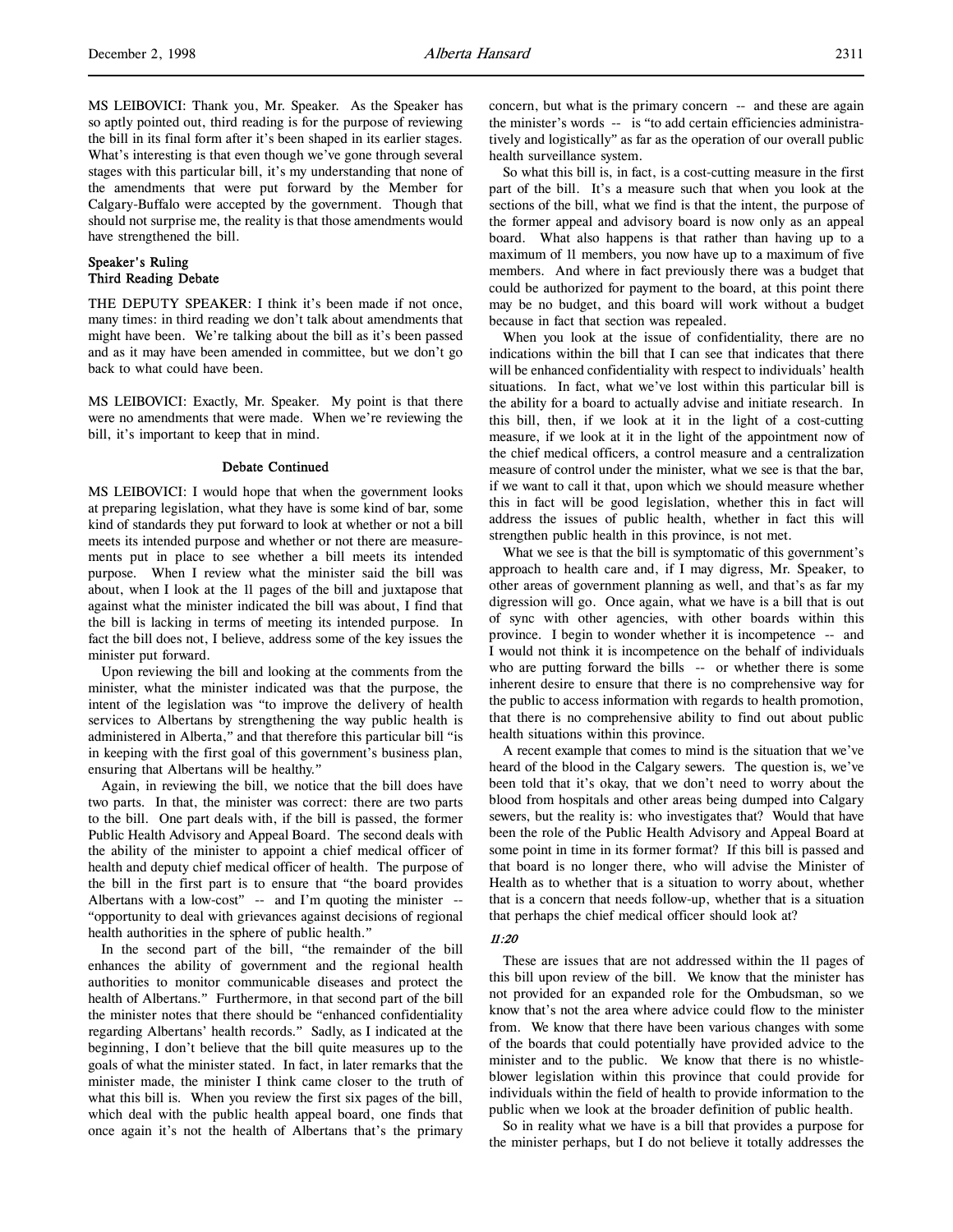MS LEIBOVICI: Thank you, Mr. Speaker. As the Speaker has so aptly pointed out, third reading is for the purpose of reviewing the bill in its final form after it's been shaped in its earlier stages. What's interesting is that even though we've gone through several stages with this particular bill, it's my understanding that none of the amendments that were put forward by the Member for Calgary-Buffalo were accepted by the government. Though that should not surprise me, the reality is that those amendments would have strengthened the bill.

### Speaker's Ruling
### Third Reading Debate

THE DEPUTY SPEAKER: I think it's been made if not once, many times: in third reading we don't talk about amendments that might have been. We're talking about the bill as it's been passed and as it may have been amended in committee, but we don't go back to what could have been.

MS LEIBOVICI: Exactly, Mr. Speaker. My point is that there were no amendments that were made. When we're reviewing the bill, it's important to keep that in mind.

### Debate Continued

MS LEIBOVICI: I would hope that when the government looks at preparing legislation, what they have is some kind of bar, some kind of standards they put forward to look at whether or not a bill meets its intended purpose and whether or not there are measurements put in place to see whether a bill meets its intended purpose. When I review what the minister said the bill was about, when I look at the 11 pages of the bill and juxtapose that against what the minister indicated the bill was about, I find that the bill is lacking in terms of meeting its intended purpose. In fact the bill does not, I believe, address some of the key issues the minister put forward.

Upon reviewing the bill and looking at the comments from the minister, what the minister indicated was that the purpose, the intent of the legislation was "to improve the delivery of health services to Albertans by strengthening the way public health is administered in Alberta," and that therefore this particular bill "is in keeping with the first goal of this government's business plan, ensuring that Albertans will be healthy."

Again, in reviewing the bill, we notice that the bill does have two parts. In that, the minister was correct: there are two parts to the bill. One part deals with, if the bill is passed, the former Public Health Advisory and Appeal Board. The second deals with the ability of the minister to appoint a chief medical officer of health and deputy chief medical officer of health. The purpose of the bill in the first part is to ensure that "the board provides Albertans with a low-cost" -- and I'm quoting the minister -- "opportunity to deal with grievances against decisions of regional health authorities in the sphere of public health."

In the second part of the bill, "the remainder of the bill enhances the ability of government and the regional health authorities to monitor communicable diseases and protect the health of Albertans." Furthermore, in that second part of the bill the minister notes that there should be "enhanced confidentiality regarding Albertans' health records." Sadly, as I indicated at the beginning, I don't believe that the bill quite measures up to the goals of what the minister stated. In fact, in later remarks that the minister made, the minister I think came closer to the truth of what this bill is. When you review the first six pages of the bill, which deal with the public health appeal board, one finds that once again it's not the health of Albertans that's the primary concern, but what is the primary concern -- and these are again the minister's words -- is "to add certain efficiencies administratively and logistically" as far as the operation of our overall public health surveillance system.

So what this bill is, in fact, is a cost-cutting measure in the first part of the bill. It's a measure such that when you look at the sections of the bill, what we find is that the intent, the purpose of the former appeal and advisory board is now only as an appeal board. What also happens is that rather than having up to a maximum of 11 members, you now have up to a maximum of five members. And where in fact previously there was a budget that could be authorized for payment to the board, at this point there may be no budget, and this board will work without a budget because in fact that section was repealed.

When you look at the issue of confidentiality, there are no indications within the bill that I can see that indicates that there will be enhanced confidentiality with respect to individuals' health situations. In fact, what we've lost within this particular bill is the ability for a board to actually advise and initiate research. In this bill, then, if we look at it in the light of a cost-cutting measure, if we look at it in the light of the appointment now of the chief medical officers, a control measure and a centralization measure of control under the minister, what we see is that the bar, if we want to call it that, upon which we should measure whether this in fact will be good legislation, whether this in fact will address the issues of public health, whether in fact this will strengthen public health in this province, is not met.

What we see is that the bill is symptomatic of this government's approach to health care and, if I may digress, Mr. Speaker, to other areas of government planning as well, and that's as far my digression will go. Once again, what we have is a bill that is out of sync with other agencies, with other boards within this province. I begin to wonder whether it is incompetence -- and I would not think it is incompetence on the behalf of individuals who are putting forward the bills -- or whether there is some inherent desire to ensure that there is no comprehensive way for the public to access information with regards to health promotion, that there is no comprehensive ability to find out about public health situations within this province.

A recent example that comes to mind is the situation that we've heard of the blood in the Calgary sewers. The question is, we've been told that it's okay, that we don't need to worry about the blood from hospitals and other areas being dumped into Calgary sewers, but the reality is: who investigates that? Would that have been the role of the Public Health Advisory and Appeal Board at some point in time in its former format? If this bill is passed and that board is no longer there, who will advise the Minister of Health as to whether that is a situation to worry about, whether that is a concern that needs follow-up, whether that is a situation that perhaps the chief medical officer should look at?

*11:20*

These are issues that are not addressed within the 11 pages of this bill upon review of the bill. We know that the minister has not provided for an expanded role for the Ombudsman, so we know that's not the area where advice could flow to the minister from. We know that there have been various changes with some of the boards that could potentially have provided advice to the minister and to the public. We know that there is no whistleblower legislation within this province that could provide for individuals within the field of health to provide information to the public when we look at the broader definition of public health.

So in reality what we have is a bill that provides a purpose for the minister perhaps, but I do not believe it totally addresses the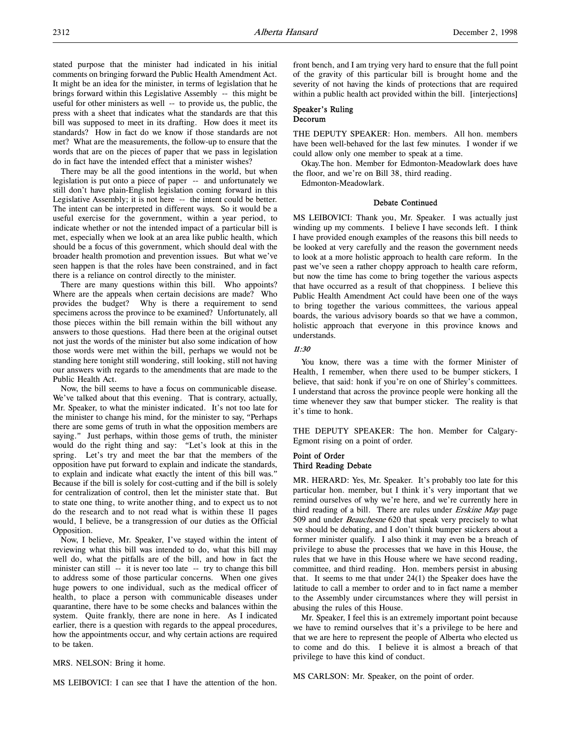stated purpose that the minister had indicated in his initial comments on bringing forward the Public Health Amendment Act. It might be an idea for the minister, in terms of legislation that he brings forward within this Legislative Assembly -- this might be useful for other ministers as well -- to provide us, the public, the press with a sheet that indicates what the standards are that this bill was supposed to meet in its drafting. How does it meet its standards? How in fact do we know if those standards are not met? What are the measurements, the follow-up to ensure that the words that are on the pieces of paper that we pass in legislation do in fact have the intended effect that a minister wishes?

There may be all the good intentions in the world, but when legislation is put onto a piece of paper -- and unfortunately we still don't have plain-English legislation coming forward in this Legislative Assembly; it is not here -- the intent could be better. The intent can be interpreted in different ways. So it would be a useful exercise for the government, within a year period, to indicate whether or not the intended impact of a particular bill is met, especially when we look at an area like public health, which should be a focus of this government, which should deal with the broader health promotion and prevention issues. But what we've seen happen is that the roles have been constrained, and in fact there is a reliance on control directly to the minister.

There are many questions within this bill. Who appoints? Where are the appeals when certain decisions are made? Who provides the budget? Why is there a requirement to send specimens across the province to be examined? Unfortunately, all those pieces within the bill remain within the bill without any answers to those questions. Had there been at the original outset not just the words of the minister but also some indication of how those words were met within the bill, perhaps we would not be standing here tonight still wondering, still looking, still not having our answers with regards to the amendments that are made to the Public Health Act.

Now, the bill seems to have a focus on communicable disease. We've talked about that this evening. That is contrary, actually, Mr. Speaker, to what the minister indicated. It's not too late for the minister to change his mind, for the minister to say, "Perhaps there are some gems of truth in what the opposition members are saying." Just perhaps, within those gems of truth, the minister would do the right thing and say: "Let's look at this in the spring. Let's try and meet the bar that the members of the opposition have put forward to explain and indicate the standards, to explain and indicate what exactly the intent of this bill was." Because if the bill is solely for cost-cutting and if the bill is solely for centralization of control, then let the minister state that. But to state one thing, to write another thing, and to expect us to not do the research and to not read what is within these 11 pages would, I believe, be a transgression of our duties as the Official Opposition.

Now, I believe, Mr. Speaker, I've stayed within the intent of reviewing what this bill was intended to do, what this bill may well do, what the pitfalls are of the bill, and how in fact the minister can still -- it is never too late -- try to change this bill to address some of those particular concerns. When one gives huge powers to one individual, such as the medical officer of health, to place a person with communicable diseases under quarantine, there have to be some checks and balances within the system. Quite frankly, there are none in here. As I indicated earlier, there is a question with regards to the appeal procedures, how the appointments occur, and why certain actions are required to be taken.

MRS. NELSON: Bring it home.

MS LEIBOVICI: I can see that I have the attention of the hon. front bench, and I am trying very hard to ensure that the full point of the gravity of this particular bill is brought home and the severity of not having the kinds of protections that are required within a public health act provided within the bill. [interjections]

### Speaker's Ruling
### Decorum

THE DEPUTY SPEAKER: Hon. members. All hon. members have been well-behaved for the last few minutes. I wonder if we could allow only one member to speak at a time.

Okay.The hon. Member for Edmonton-Meadowlark does have the floor, and we're on Bill 38, third reading.

Edmonton-Meadowlark.

### Debate Continued

MS LEIBOVICI: Thank you, Mr. Speaker. I was actually just winding up my comments. I believe I have seconds left. I think I have provided enough examples of the reasons this bill needs to be looked at very carefully and the reason the government needs to look at a more holistic approach to health care reform. In the past we've seen a rather choppy approach to health care reform, but now the time has come to bring together the various aspects that have occurred as a result of that choppiness. I believe this Public Health Amendment Act could have been one of the ways to bring together the various committees, the various appeal boards, the various advisory boards so that we have a common, holistic approach that everyone in this province knows and understands.

*11:30*

You know, there was a time with the former Minister of Health, I remember, when there used to be bumper stickers, I believe, that said: honk if you're on one of Shirley's committees. I understand that across the province people were honking all the time whenever they saw that bumper sticker. The reality is that it's time to honk.

THE DEPUTY SPEAKER: The hon. Member for Calgary-Egmont rising on a point of order.

### Point of Order
### Third Reading Debate

MR. HERARD: Yes, Mr. Speaker. It's probably too late for this particular hon. member, but I think it's very important that we remind ourselves of why we're here, and we're currently here in third reading of a bill. There are rules under *Erskine May* page 509 and under *Beauchesne* 620 that speak very precisely to what we should be debating, and I don't think bumper stickers about a former minister qualify. I also think it may even be a breach of privilege to abuse the processes that we have in this House, the rules that we have in this House where we have second reading, committee, and third reading. Hon. members persist in abusing that. It seems to me that under 24(1) the Speaker does have the latitude to call a member to order and to in fact name a member to the Assembly under circumstances where they will persist in abusing the rules of this House.

Mr. Speaker, I feel this is an extremely important point because we have to remind ourselves that it's a privilege to be here and that we are here to represent the people of Alberta who elected us to come and do this. I believe it is almost a breach of that privilege to have this kind of conduct.

MS CARLSON: Mr. Speaker, on the point of order.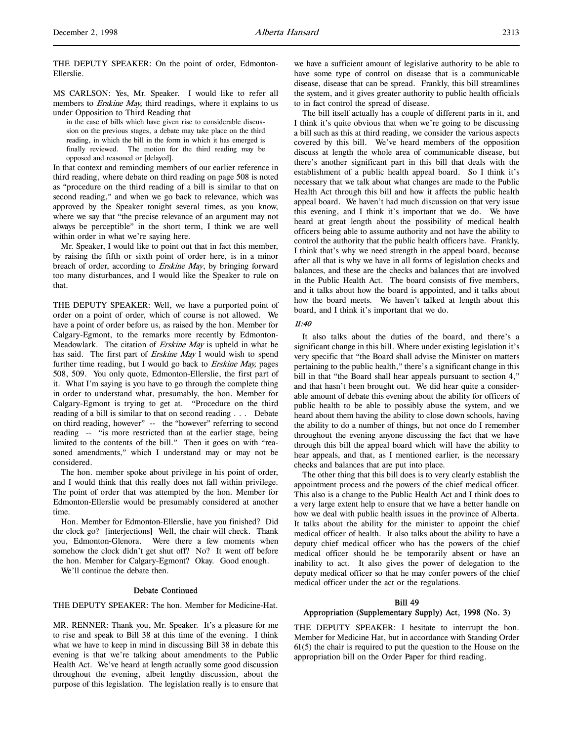THE DEPUTY SPEAKER: On the point of order, Edmonton-Ellerslie.

MS CARLSON: Yes, Mr. Speaker. I would like to refer all members to *Erskine May,* third readings, where it explains to us under Opposition to Third Reading that

> in the case of bills which have given rise to considerable discussion on the previous stages, a debate may take place on the third reading, in which the bill in the form in which it has emerged is finally reviewed. The motion for the third reading may be opposed and reasoned or [delayed].

In that context and reminding members of our earlier reference in third reading, where debate on third reading on page 508 is noted as "procedure on the third reading of a bill is similar to that on second reading," and when we go back to relevance, which was approved by the Speaker tonight several times, as you know, where we say that "the precise relevance of an argument may not always be perceptible" in the short term, I think we are well within order in what we're saying here.

Mr. Speaker, I would like to point out that in fact this member, by raising the fifth or sixth point of order here, is in a minor breach of order, according to *Erskine May*, by bringing forward too many disturbances, and I would like the Speaker to rule on that.

THE DEPUTY SPEAKER: Well, we have a purported point of order on a point of order, which of course is not allowed. We have a point of order before us, as raised by the hon. Member for Calgary-Egmont, to the remarks more recently by Edmonton-Meadowlark. The citation of *Erskine May* is upheld in what he has said. The first part of *Erskine May* I would wish to spend further time reading, but I would go back to *Erskine May,* pages 508, 509. You only quote, Edmonton-Ellerslie, the first part of it. What I'm saying is you have to go through the complete thing in order to understand what, presumably, the hon. Member for Calgary-Egmont is trying to get at. "Procedure on the third reading of a bill is similar to that on second reading . . . Debate on third reading, however" -- the "however" referring to second reading -- "is more restricted than at the earlier stage, being limited to the contents of the bill." Then it goes on with "reasoned amendments," which I understand may or may not be considered.

The hon. member spoke about privilege in his point of order, and I would think that this really does not fall within privilege. The point of order that was attempted by the hon. Member for Edmonton-Ellerslie would be presumably considered at another time.

Hon. Member for Edmonton-Ellerslie, have you finished? Did the clock go? [interjections] Well, the chair will check. Thank you, Edmonton-Glenora. Were there a few moments when somehow the clock didn't get shut off? No? It went off before the hon. Member for Calgary-Egmont? Okay. Good enough.

We'll continue the debate then.

### Debate Continued

THE DEPUTY SPEAKER: The hon. Member for Medicine-Hat.

MR. RENNER: Thank you, Mr. Speaker. It's a pleasure for me to rise and speak to Bill 38 at this time of the evening. I think what we have to keep in mind in discussing Bill 38 in debate this evening is that we're talking about amendments to the Public Health Act. We've heard at length actually some good discussion throughout the evening, albeit lengthy discussion, about the purpose of this legislation. The legislation really is to ensure that we have a sufficient amount of legislative authority to be able to have some type of control on disease that is a communicable disease, disease that can be spread. Frankly, this bill streamlines the system, and it gives greater authority to public health officials to in fact control the spread of disease.

The bill itself actually has a couple of different parts in it, and I think it's quite obvious that when we're going to be discussing a bill such as this at third reading, we consider the various aspects covered by this bill. We've heard members of the opposition discuss at length the whole area of communicable disease, but there's another significant part in this bill that deals with the establishment of a public health appeal board. So I think it's necessary that we talk about what changes are made to the Public Health Act through this bill and how it affects the public health appeal board. We haven't had much discussion on that very issue this evening, and I think it's important that we do. We have heard at great length about the possibility of medical health officers being able to assume authority and not have the ability to control the authority that the public health officers have. Frankly, I think that's why we need strength in the appeal board, because after all that is why we have in all forms of legislation checks and balances, and these are the checks and balances that are involved in the Public Health Act. The board consists of five members, and it talks about how the board is appointed, and it talks about how the board meets. We haven't talked at length about this board, and I think it's important that we do.

*11:40*

It also talks about the duties of the board, and there's a significant change in this bill. Where under existing legislation it's very specific that "the Board shall advise the Minister on matters pertaining to the public health," there's a significant change in this bill in that "the Board shall hear appeals pursuant to section 4," and that hasn't been brought out. We did hear quite a considerable amount of debate this evening about the ability for officers of public health to be able to possibly abuse the system, and we heard about them having the ability to close down schools, having the ability to do a number of things, but not once do I remember throughout the evening anyone discussing the fact that we have through this bill the appeal board which will have the ability to hear appeals, and that, as I mentioned earlier, is the necessary checks and balances that are put into place.

The other thing that this bill does is to very clearly establish the appointment process and the powers of the chief medical officer. This also is a change to the Public Health Act and I think does to a very large extent help to ensure that we have a better handle on how we deal with public health issues in the province of Alberta. It talks about the ability for the minister to appoint the chief medical officer of health. It also talks about the ability to have a deputy chief medical officer who has the powers of the chief medical officer should he be temporarily absent or have an inability to act. It also gives the power of delegation to the deputy medical officer so that he may confer powers of the chief medical officer under the act or the regulations.

### Bill 49
### Appropriation (Supplementary Supply) Act, 1998 (No. 3)

THE DEPUTY SPEAKER: I hesitate to interrupt the hon. Member for Medicine Hat, but in accordance with Standing Order 61(5) the chair is required to put the question to the House on the appropriation bill on the Order Paper for third reading.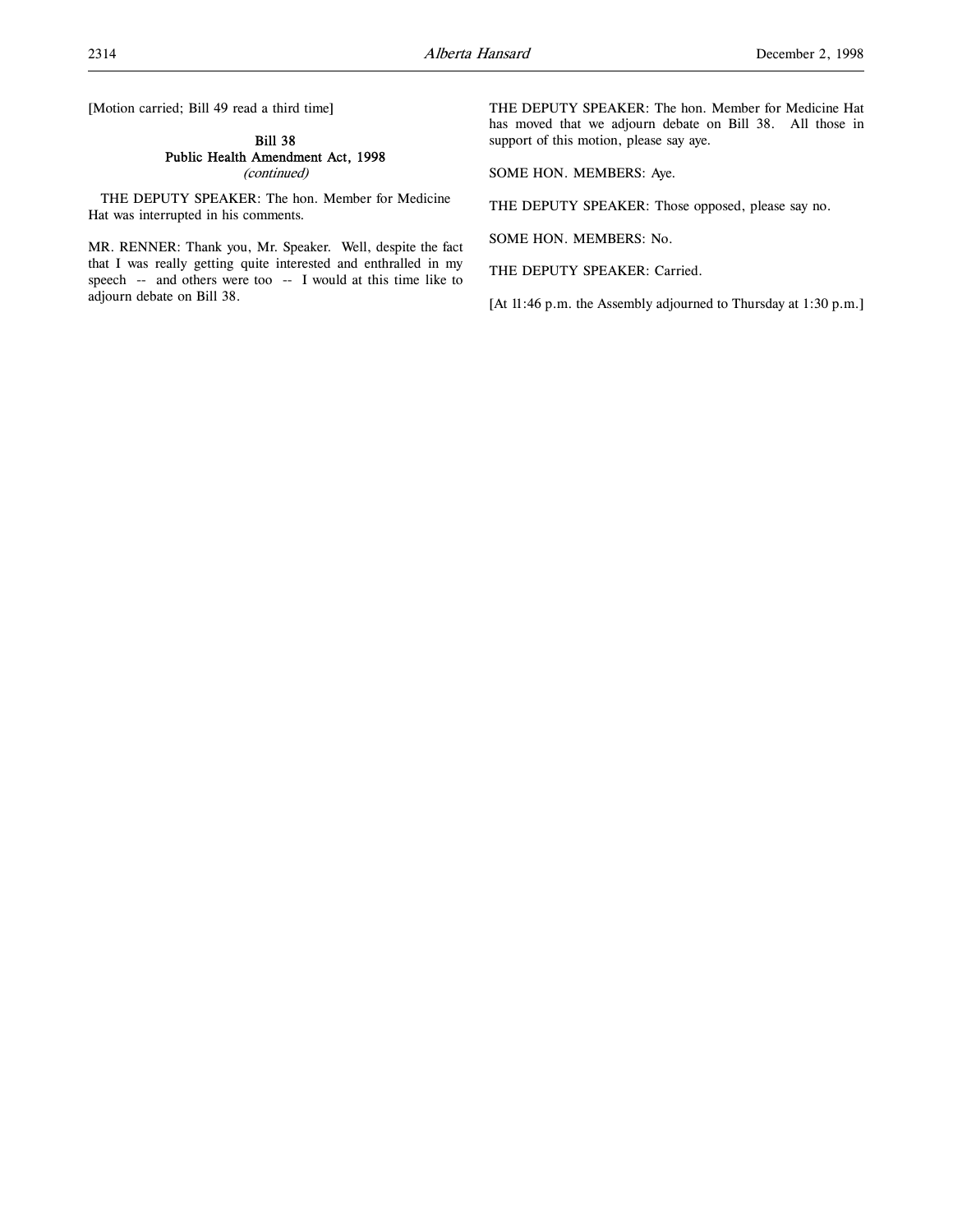[Motion carried; Bill 49 read a third time]

## Bill 38
## Public Health Amendment Act, 1998
*(continued)*

THE DEPUTY SPEAKER: The hon. Member for Medicine Hat was interrupted in his comments.

MR. RENNER: Thank you, Mr. Speaker. Well, despite the fact that I was really getting quite interested and enthralled in my speech -- and others were too -- I would at this time like to adjourn debate on Bill 38.

THE DEPUTY SPEAKER: The hon. Member for Medicine Hat has moved that we adjourn debate on Bill 38. All those in support of this motion, please say aye.

SOME HON. MEMBERS: Aye.

THE DEPUTY SPEAKER: Those opposed, please say no.

SOME HON. MEMBERS: No.

THE DEPUTY SPEAKER: Carried.

[At 11:46 p.m. the Assembly adjourned to Thursday at 1:30 p.m.]